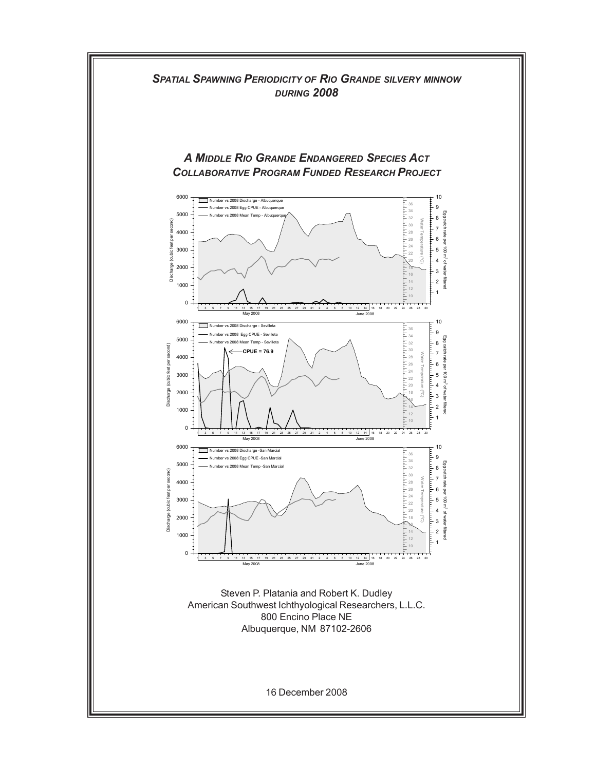# *Spatial Spawning Periodicity of Rio Grande silvery minnow during 2008*

## *A Middle Rio Grande Endangered Species Act Collaborative Program Funded Research Project*

Steven P. Platania and Robert K. Dudley
American Southwest Ichthyological Researchers, L.L.C.
800 Encino Place NE
Albuquerque, NM 87102-2606

16 December 2008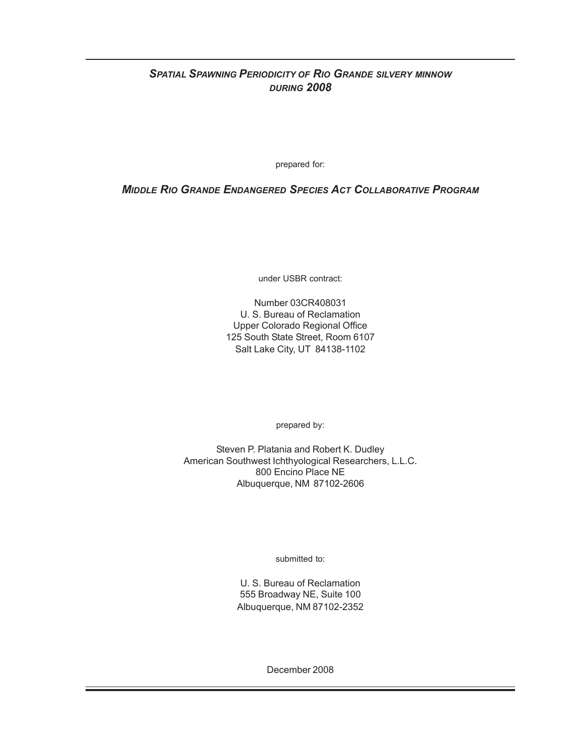# *Spatial Spawning Periodicity of Rio Grande silvery minnow during 2008*

prepared for:

***Middle Rio Grande Endangered Species Act Collaborative Program***

under USBR contract:

Number 03CR408031
U. S. Bureau of Reclamation
Upper Colorado Regional Office
125 South State Street, Room 6107
Salt Lake City, UT 84138-1102

prepared by:

Steven P. Platania and Robert K. Dudley
American Southwest Ichthyological Researchers, L.L.C.
800 Encino Place NE
Albuquerque, NM 87102-2606

submitted to:

U. S. Bureau of Reclamation
555 Broadway NE, Suite 100
Albuquerque, NM 87102-2352

December 2008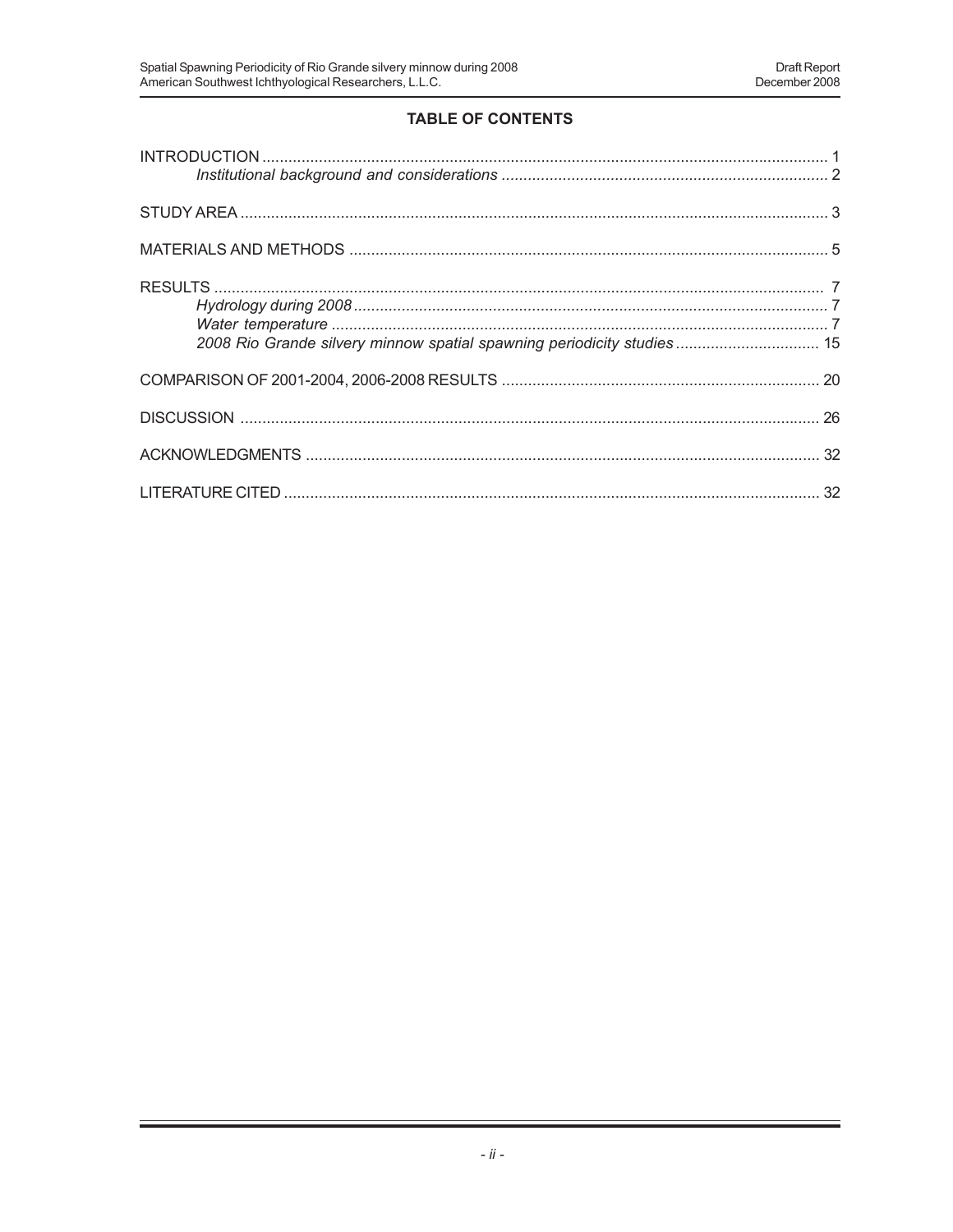## TABLE OF CONTENTS

INTRODUCTION ........................................................................................................................ 1
*Institutional background and considerations* .......................................................................... 2

STUDY AREA ............................................................................................................................ 3

MATERIALS AND METHODS .................................................................................................... 5

RESULTS ................................................................................................................................... 7
*Hydrology during 2008* ............................................................................................................ 7
*Water temperature* .................................................................................................................. 7
*2008 Rio Grande silvery minnow spatial spawning periodicity studies* ................................ 15

COMPARISON OF 2001-2004, 2006-2008 RESULTS ................................................................ 20

DISCUSSION ............................................................................................................................ 26

ACKNOWLEDGMENTS ............................................................................................................. 32

LITERATURE CITED ................................................................................................................. 32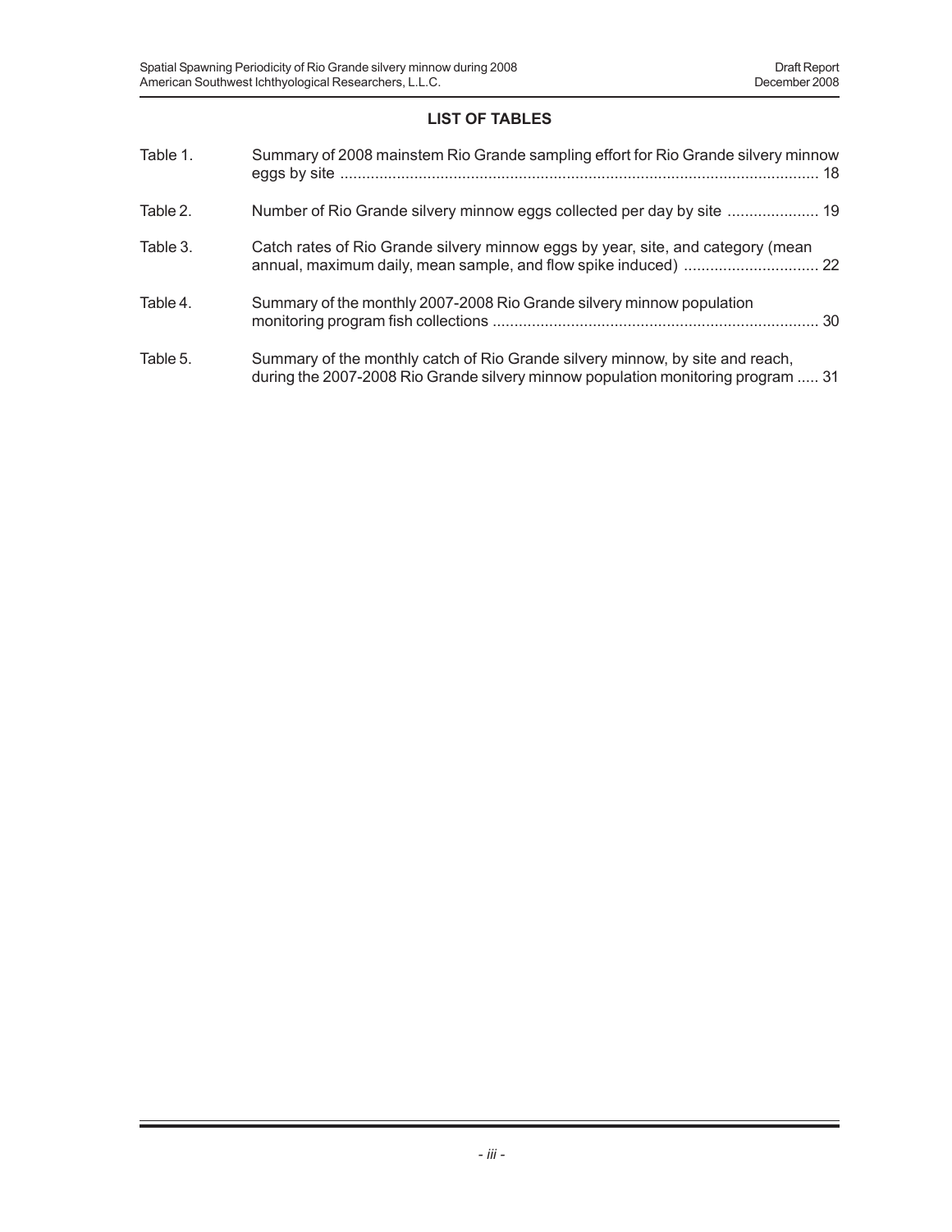## LIST OF TABLES

| | | |
|---|---|---|
| Table 1. | Summary of 2008 mainstem Rio Grande sampling effort for Rio Grande silvery minnow eggs by site | 18 |
| Table 2. | Number of Rio Grande silvery minnow eggs collected per day by site | 19 |
| Table 3. | Catch rates of Rio Grande silvery minnow eggs by year, site, and category (mean annual, maximum daily, mean sample, and flow spike induced) | 22 |
| Table 4. | Summary of the monthly 2007-2008 Rio Grande silvery minnow population monitoring program fish collections | 30 |
| Table 5. | Summary of the monthly catch of Rio Grande silvery minnow, by site and reach, during the 2007-2008 Rio Grande silvery minnow population monitoring program | 31 |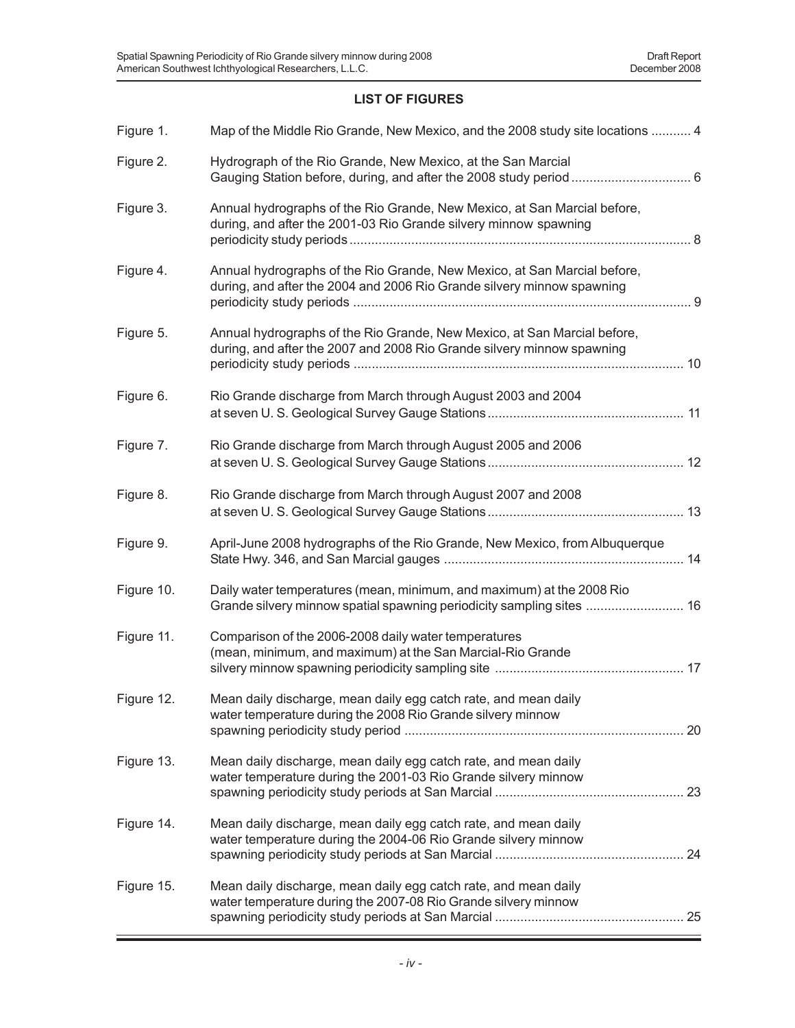## LIST OF FIGURES

| | | |
|---|---|---|
| Figure 1. | Map of the Middle Rio Grande, New Mexico, and the 2008 study site locations | 4 |
| Figure 2. | Hydrograph of the Rio Grande, New Mexico, at the San Marcial Gauging Station before, during, and after the 2008 study period | 6 |
| Figure 3. | Annual hydrographs of the Rio Grande, New Mexico, at San Marcial before, during, and after the 2001-03 Rio Grande silvery minnow spawning periodicity study periods | 8 |
| Figure 4. | Annual hydrographs of the Rio Grande, New Mexico, at San Marcial before, during, and after the 2004 and 2006 Rio Grande silvery minnow spawning periodicity study periods | 9 |
| Figure 5. | Annual hydrographs of the Rio Grande, New Mexico, at San Marcial before, during, and after the 2007 and 2008 Rio Grande silvery minnow spawning periodicity study periods | 10 |
| Figure 6. | Rio Grande discharge from March through August 2003 and 2004 at seven U. S. Geological Survey Gauge Stations | 11 |
| Figure 7. | Rio Grande discharge from March through August 2005 and 2006 at seven U. S. Geological Survey Gauge Stations | 12 |
| Figure 8. | Rio Grande discharge from March through August 2007 and 2008 at seven U. S. Geological Survey Gauge Stations | 13 |
| Figure 9. | April-June 2008 hydrographs of the Rio Grande, New Mexico, from Albuquerque State Hwy. 346, and San Marcial gauges | 14 |
| Figure 10. | Daily water temperatures (mean, minimum, and maximum) at the 2008 Rio Grande silvery minnow spatial spawning periodicity sampling sites | 16 |
| Figure 11. | Comparison of the 2006-2008 daily water temperatures (mean, minimum, and maximum) at the San Marcial-Rio Grande silvery minnow spawning periodicity sampling site | 17 |
| Figure 12. | Mean daily discharge, mean daily egg catch rate, and mean daily water temperature during the 2008 Rio Grande silvery minnow spawning periodicity study period | 20 |
| Figure 13. | Mean daily discharge, mean daily egg catch rate, and mean daily water temperature during the 2001-03 Rio Grande silvery minnow spawning periodicity study periods at San Marcial | 23 |
| Figure 14. | Mean daily discharge, mean daily egg catch rate, and mean daily water temperature during the 2004-06 Rio Grande silvery minnow spawning periodicity study periods at San Marcial | 24 |
| Figure 15. | Mean daily discharge, mean daily egg catch rate, and mean daily water temperature during the 2007-08 Rio Grande silvery minnow spawning periodicity study periods at San Marcial | 25 |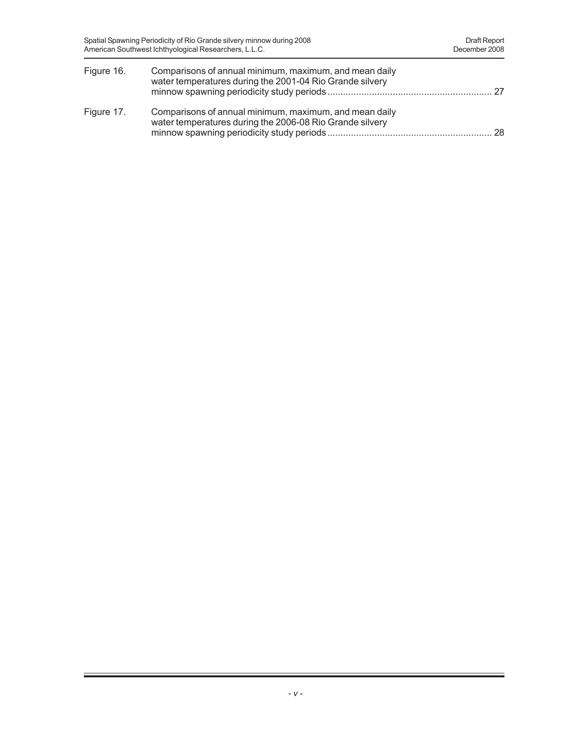| | | |
|---|---|---|
| Figure 16. | Comparisons of annual minimum, maximum, and mean daily water temperatures during the 2001-04 Rio Grande silvery minnow spawning periodicity study periods | 27 |
| Figure 17. | Comparisons of annual minimum, maximum, and mean daily water temperatures during the 2006-08 Rio Grande silvery minnow spawning periodicity study periods | 28 |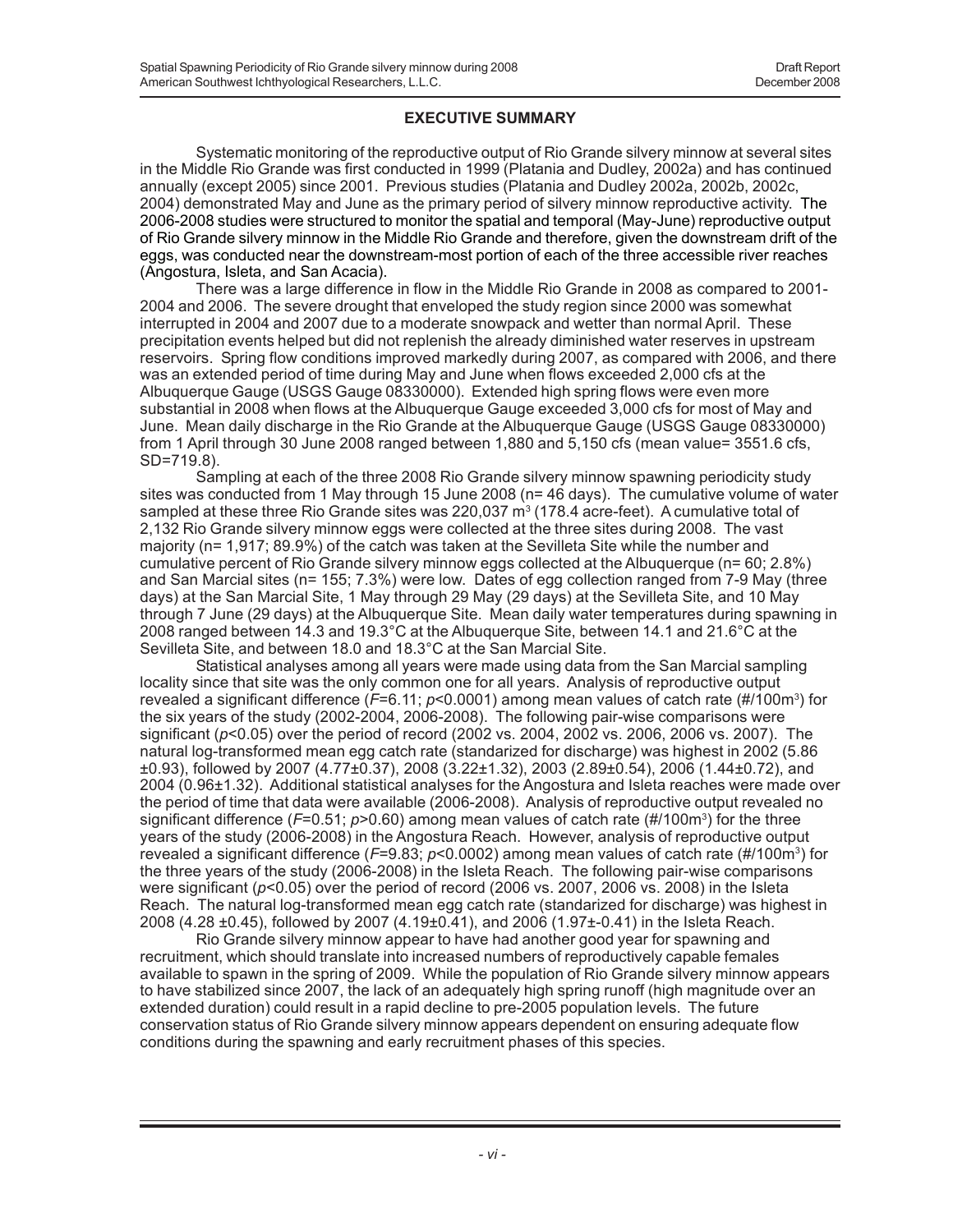## EXECUTIVE SUMMARY

Systematic monitoring of the reproductive output of Rio Grande silvery minnow at several sites in the Middle Rio Grande was first conducted in 1999 (Platania and Dudley, 2002a) and has continued annually (except 2005) since 2001. Previous studies (Platania and Dudley 2002a, 2002b, 2002c, 2004) demonstrated May and June as the primary period of silvery minnow reproductive activity. The 2006-2008 studies were structured to monitor the spatial and temporal (May-June) reproductive output of Rio Grande silvery minnow in the Middle Rio Grande and therefore, given the downstream drift of the eggs, was conducted near the downstream-most portion of each of the three accessible river reaches (Angostura, Isleta, and San Acacia).

There was a large difference in flow in the Middle Rio Grande in 2008 as compared to 2001-2004 and 2006. The severe drought that enveloped the study region since 2000 was somewhat interrupted in 2004 and 2007 due to a moderate snowpack and wetter than normal April. These precipitation events helped but did not replenish the already diminished water reserves in upstream reservoirs. Spring flow conditions improved markedly during 2007, as compared with 2006, and there was an extended period of time during May and June when flows exceeded 2,000 cfs at the Albuquerque Gauge (USGS Gauge 08330000). Extended high spring flows were even more substantial in 2008 when flows at the Albuquerque Gauge exceeded 3,000 cfs for most of May and June. Mean daily discharge in the Rio Grande at the Albuquerque Gauge (USGS Gauge 08330000) from 1 April through 30 June 2008 ranged between 1,880 and 5,150 cfs (mean value= 3551.6 cfs, SD=719.8).

Sampling at each of the three 2008 Rio Grande silvery minnow spawning periodicity study sites was conducted from 1 May through 15 June 2008 (n= 46 days). The cumulative volume of water sampled at these three Rio Grande sites was 220,037 $m^3$ (178.4 acre-feet). A cumulative total of 2,132 Rio Grande silvery minnow eggs were collected at the three sites during 2008. The vast majority (n= 1,917; 89.9%) of the catch was taken at the Sevilleta Site while the number and cumulative percent of Rio Grande silvery minnow eggs collected at the Albuquerque (n= 60; 2.8%) and San Marcial sites (n= 155; 7.3%) were low. Dates of egg collection ranged from 7-9 May (three days) at the San Marcial Site, 1 May through 29 May (29 days) at the Sevilleta Site, and 10 May through 7 June (29 days) at the Albuquerque Site. Mean daily water temperatures during spawning in 2008 ranged between 14.3 and 19.3°C at the Albuquerque Site, between 14.1 and 21.6°C at the Sevilleta Site, and between 18.0 and 18.3°C at the San Marcial Site.

Statistical analyses among all years were made using data from the San Marcial sampling locality since that site was the only common one for all years. Analysis of reproductive output revealed a significant difference ($F$=6.11; $p$<0.0001) among mean values of catch rate (#/100$m^3$) for the six years of the study (2002-2004, 2006-2008). The following pair-wise comparisons were significant ($p$<0.05) over the period of record (2002 vs. 2004, 2002 vs. 2006, 2006 vs. 2007). The natural log-transformed mean egg catch rate (standarized for discharge) was highest in 2002 (5.86 ±0.93), followed by 2007 (4.77±0.37), 2008 (3.22±1.32), 2003 (2.89±0.54), 2006 (1.44±0.72), and 2004 (0.96±1.32). Additional statistical analyses for the Angostura and Isleta reaches were made over the period of time that data were available (2006-2008). Analysis of reproductive output revealed no significant difference ($F$=0.51; $p$>0.60) among mean values of catch rate (#/100$m^3$) for the three years of the study (2006-2008) in the Angostura Reach. However, analysis of reproductive output revealed a significant difference ($F$=9.83; $p$<0.0002) among mean values of catch rate (#/100$m^3$) for the three years of the study (2006-2008) in the Isleta Reach. The following pair-wise comparisons were significant ($p$<0.05) over the period of record (2006 vs. 2007, 2006 vs. 2008) in the Isleta Reach. The natural log-transformed mean egg catch rate (standarized for discharge) was highest in 2008 (4.28 ±0.45), followed by 2007 (4.19±0.41), and 2006 (1.97±-0.41) in the Isleta Reach.

Rio Grande silvery minnow appear to have had another good year for spawning and recruitment, which should translate into increased numbers of reproductively capable females available to spawn in the spring of 2009. While the population of Rio Grande silvery minnow appears to have stabilized since 2007, the lack of an adequately high spring runoff (high magnitude over an extended duration) could result in a rapid decline to pre-2005 population levels. The future conservation status of Rio Grande silvery minnow appears dependent on ensuring adequate flow conditions during the spawning and early recruitment phases of this species.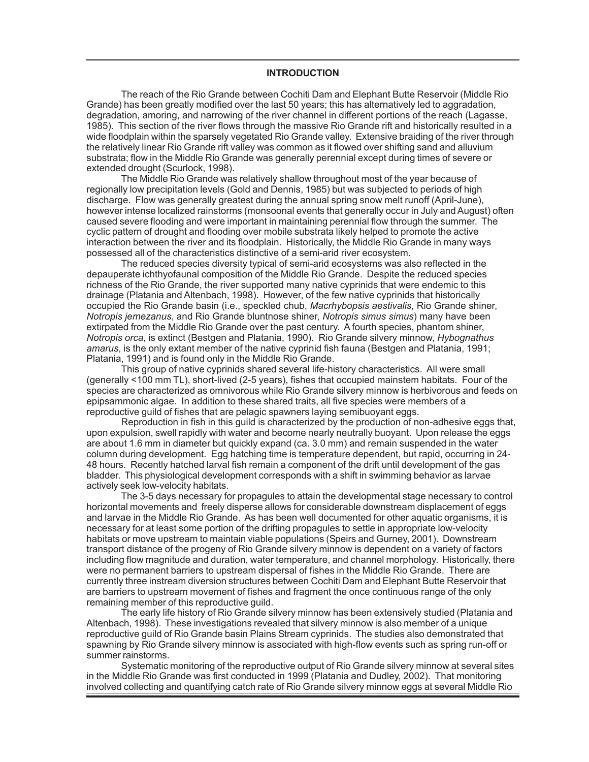## INTRODUCTION

The reach of the Rio Grande between Cochiti Dam and Elephant Butte Reservoir (Middle Rio Grande) has been greatly modified over the last 50 years; this has alternatively led to aggradation, degradation, amoring, and narrowing of the river channel in different portions of the reach (Lagasse, 1985). This section of the river flows through the massive Rio Grande rift and historically resulted in a wide floodplain within the sparsely vegetated Rio Grande valley. Extensive braiding of the river through the relatively linear Rio Grande rift valley was common as it flowed over shifting sand and alluvium substrata; flow in the Middle Rio Grande was generally perennial except during times of severe or extended drought (Scurlock, 1998).

The Middle Rio Grande was relatively shallow throughout most of the year because of regionally low precipitation levels (Gold and Dennis, 1985) but was subjected to periods of high discharge. Flow was generally greatest during the annual spring snow melt runoff (April-June), however intense localized rainstorms (monsoonal events that generally occur in July and August) often caused severe flooding and were important in maintaining perennial flow through the summer. The cyclic pattern of drought and flooding over mobile substrata likely helped to promote the active interaction between the river and its floodplain. Historically, the Middle Rio Grande in many ways possessed all of the characteristics distinctive of a semi-arid river ecosystem.

The reduced species diversity typical of semi-arid ecosystems was also reflected in the depauperate ichthyofaunal composition of the Middle Rio Grande. Despite the reduced species richness of the Rio Grande, the river supported many native cyprinids that were endemic to this drainage (Platania and Altenbach, 1998). However, of the few native cyprinids that historically occupied the Rio Grande basin (i.e., speckled chub, *Macrhybopsis aestivalis*, Rio Grande shiner, *Notropis jemezanus*, and Rio Grande bluntnose shiner, *Notropis simus simus*) many have been extirpated from the Middle Rio Grande over the past century. A fourth species, phantom shiner, *Notropis orca*, is extinct (Bestgen and Platania, 1990). Rio Grande silvery minnow, *Hybognathus amarus*, is the only extant member of the native cyprinid fish fauna (Bestgen and Platania, 1991; Platania, 1991) and is found only in the Middle Rio Grande.

This group of native cyprinids shared several life-history characteristics. All were small (generally <100 mm TL), short-lived (2-5 years), fishes that occupied mainstem habitats. Four of the species are characterized as omnivorous while Rio Grande silvery minnow is herbivorous and feeds on epipsammonic algae. In addition to these shared traits, all five species were members of a reproductive guild of fishes that are pelagic spawners laying semibuoyant eggs.

Reproduction in fish in this guild is characterized by the production of non-adhesive eggs that, upon expulsion, swell rapidly with water and become nearly neutrally buoyant. Upon release the eggs are about 1.6 mm in diameter but quickly expand (ca. 3.0 mm) and remain suspended in the water column during development. Egg hatching time is temperature dependent, but rapid, occurring in 24-48 hours. Recently hatched larval fish remain a component of the drift until development of the gas bladder. This physiological development corresponds with a shift in swimming behavior as larvae actively seek low-velocity habitats.

The 3-5 days necessary for propagules to attain the developmental stage necessary to control horizontal movements and freely disperse allows for considerable downstream displacement of eggs and larvae in the Middle Rio Grande. As has been well documented for other aquatic organisms, it is necessary for at least some portion of the drifting propagules to settle in appropriate low-velocity habitats or move upstream to maintain viable populations (Speirs and Gurney, 2001). Downstream transport distance of the progeny of Rio Grande silvery minnow is dependent on a variety of factors including flow magnitude and duration, water temperature, and channel morphology. Historically, there were no permanent barriers to upstream dispersal of fishes in the Middle Rio Grande. There are currently three instream diversion structures between Cochiti Dam and Elephant Butte Reservoir that are barriers to upstream movement of fishes and fragment the once continuous range of the only remaining member of this reproductive guild.

The early life history of Rio Grande silvery minnow has been extensively studied (Platania and Altenbach, 1998). These investigations revealed that silvery minnow is also member of a unique reproductive guild of Rio Grande basin Plains Stream cyprinids. The studies also demonstrated that spawning by Rio Grande silvery minnow is associated with high-flow events such as spring run-off or summer rainstorms.

Systematic monitoring of the reproductive output of Rio Grande silvery minnow at several sites in the Middle Rio Grande was first conducted in 1999 (Platania and Dudley, 2002). That monitoring involved collecting and quantifying catch rate of Rio Grande silvery minnow eggs at several Middle Rio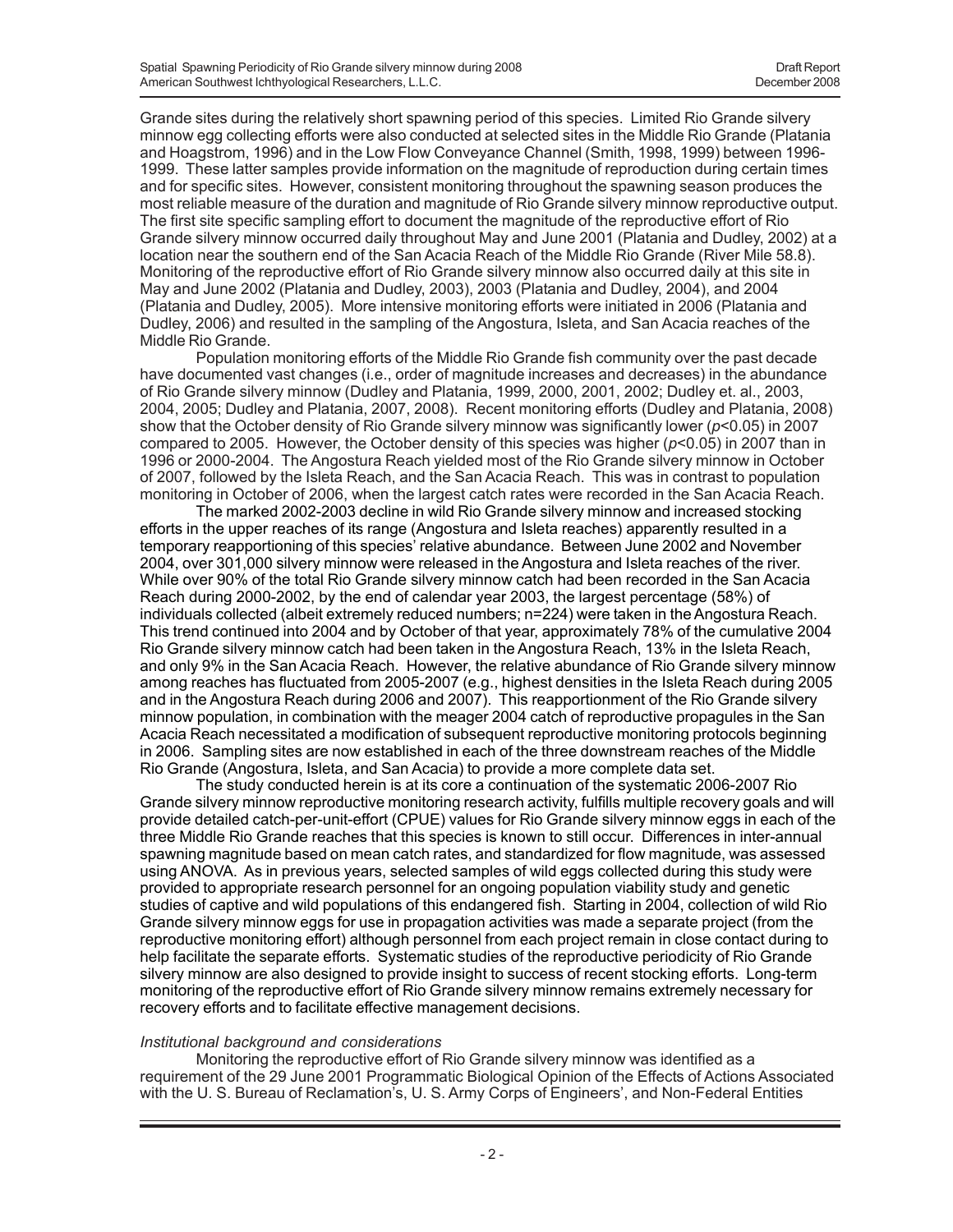Grande sites during the relatively short spawning period of this species. Limited Rio Grande silvery minnow egg collecting efforts were also conducted at selected sites in the Middle Rio Grande (Platania and Hoagstrom, 1996) and in the Low Flow Conveyance Channel (Smith, 1998, 1999) between 1996-1999. These latter samples provide information on the magnitude of reproduction during certain times and for specific sites. However, consistent monitoring throughout the spawning season produces the most reliable measure of the duration and magnitude of Rio Grande silvery minnow reproductive output. The first site specific sampling effort to document the magnitude of the reproductive effort of Rio Grande silvery minnow occurred daily throughout May and June 2001 (Platania and Dudley, 2002) at a location near the southern end of the San Acacia Reach of the Middle Rio Grande (River Mile 58.8). Monitoring of the reproductive effort of Rio Grande silvery minnow also occurred daily at this site in May and June 2002 (Platania and Dudley, 2003), 2003 (Platania and Dudley, 2004), and 2004 (Platania and Dudley, 2005). More intensive monitoring efforts were initiated in 2006 (Platania and Dudley, 2006) and resulted in the sampling of the Angostura, Isleta, and San Acacia reaches of the Middle Rio Grande.

Population monitoring efforts of the Middle Rio Grande fish community over the past decade have documented vast changes (i.e., order of magnitude increases and decreases) in the abundance of Rio Grande silvery minnow (Dudley and Platania, 1999, 2000, 2001, 2002; Dudley et. al., 2003, 2004, 2005; Dudley and Platania, 2007, 2008). Recent monitoring efforts (Dudley and Platania, 2008) show that the October density of Rio Grande silvery minnow was significantly lower ($p$<0.05) in 2007 compared to 2005. However, the October density of this species was higher ($p$<0.05) in 2007 than in 1996 or 2000-2004. The Angostura Reach yielded most of the Rio Grande silvery minnow in October of 2007, followed by the Isleta Reach, and the San Acacia Reach. This was in contrast to population monitoring in October of 2006, when the largest catch rates were recorded in the San Acacia Reach.

The marked 2002-2003 decline in wild Rio Grande silvery minnow and increased stocking efforts in the upper reaches of its range (Angostura and Isleta reaches) apparently resulted in a temporary reapportioning of this species' relative abundance. Between June 2002 and November 2004, over 301,000 silvery minnow were released in the Angostura and Isleta reaches of the river. While over 90% of the total Rio Grande silvery minnow catch had been recorded in the San Acacia Reach during 2000-2002, by the end of calendar year 2003, the largest percentage (58%) of individuals collected (albeit extremely reduced numbers; n=224) were taken in the Angostura Reach. This trend continued into 2004 and by October of that year, approximately 78% of the cumulative 2004 Rio Grande silvery minnow catch had been taken in the Angostura Reach, 13% in the Isleta Reach, and only 9% in the San Acacia Reach. However, the relative abundance of Rio Grande silvery minnow among reaches has fluctuated from 2005-2007 (e.g., highest densities in the Isleta Reach during 2005 and in the Angostura Reach during 2006 and 2007). This reapportionment of the Rio Grande silvery minnow population, in combination with the meager 2004 catch of reproductive propagules in the San Acacia Reach necessitated a modification of subsequent reproductive monitoring protocols beginning in 2006. Sampling sites are now established in each of the three downstream reaches of the Middle Rio Grande (Angostura, Isleta, and San Acacia) to provide a more complete data set.

The study conducted herein is at its core a continuation of the systematic 2006-2007 Rio Grande silvery minnow reproductive monitoring research activity, fulfills multiple recovery goals and will provide detailed catch-per-unit-effort (CPUE) values for Rio Grande silvery minnow eggs in each of the three Middle Rio Grande reaches that this species is known to still occur. Differences in inter-annual spawning magnitude based on mean catch rates, and standardized for flow magnitude, was assessed using ANOVA. As in previous years, selected samples of wild eggs collected during this study were provided to appropriate research personnel for an ongoing population viability study and genetic studies of captive and wild populations of this endangered fish. Starting in 2004, collection of wild Rio Grande silvery minnow eggs for use in propagation activities was made a separate project (from the reproductive monitoring effort) although personnel from each project remain in close contact during to help facilitate the separate efforts. Systematic studies of the reproductive periodicity of Rio Grande silvery minnow are also designed to provide insight to success of recent stocking efforts. Long-term monitoring of the reproductive effort of Rio Grande silvery minnow remains extremely necessary for recovery efforts and to facilitate effective management decisions.

### *Institutional background and considerations*

Monitoring the reproductive effort of Rio Grande silvery minnow was identified as a requirement of the 29 June 2001 Programmatic Biological Opinion of the Effects of Actions Associated with the U. S. Bureau of Reclamation's, U. S. Army Corps of Engineers', and Non-Federal Entities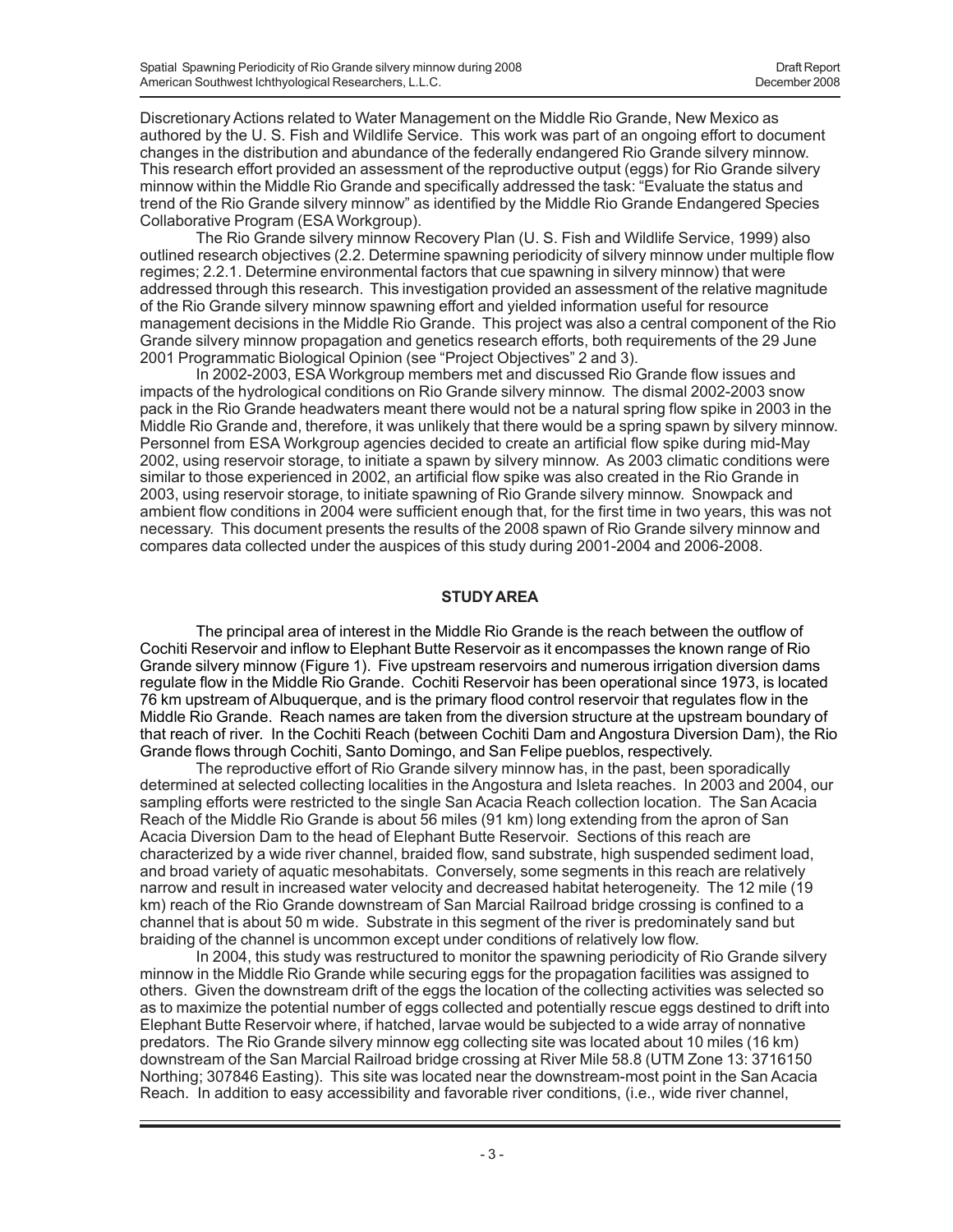Discretionary Actions related to Water Management on the Middle Rio Grande, New Mexico as authored by the U. S. Fish and Wildlife Service. This work was part of an ongoing effort to document changes in the distribution and abundance of the federally endangered Rio Grande silvery minnow. This research effort provided an assessment of the reproductive output (eggs) for Rio Grande silvery minnow within the Middle Rio Grande and specifically addressed the task: "Evaluate the status and trend of the Rio Grande silvery minnow" as identified by the Middle Rio Grande Endangered Species Collaborative Program (ESA Workgroup).

The Rio Grande silvery minnow Recovery Plan (U. S. Fish and Wildlife Service, 1999) also outlined research objectives (2.2. Determine spawning periodicity of silvery minnow under multiple flow regimes; 2.2.1. Determine environmental factors that cue spawning in silvery minnow) that were addressed through this research. This investigation provided an assessment of the relative magnitude of the Rio Grande silvery minnow spawning effort and yielded information useful for resource management decisions in the Middle Rio Grande. This project was also a central component of the Rio Grande silvery minnow propagation and genetics research efforts, both requirements of the 29 June 2001 Programmatic Biological Opinion (see "Project Objectives" 2 and 3).

In 2002-2003, ESA Workgroup members met and discussed Rio Grande flow issues and impacts of the hydrological conditions on Rio Grande silvery minnow. The dismal 2002-2003 snow pack in the Rio Grande headwaters meant there would not be a natural spring flow spike in 2003 in the Middle Rio Grande and, therefore, it was unlikely that there would be a spring spawn by silvery minnow. Personnel from ESA Workgroup agencies decided to create an artificial flow spike during mid-May 2002, using reservoir storage, to initiate a spawn by silvery minnow. As 2003 climatic conditions were similar to those experienced in 2002, an artificial flow spike was also created in the Rio Grande in 2003, using reservoir storage, to initiate spawning of Rio Grande silvery minnow. Snowpack and ambient flow conditions in 2004 were sufficient enough that, for the first time in two years, this was not necessary. This document presents the results of the 2008 spawn of Rio Grande silvery minnow and compares data collected under the auspices of this study during 2001-2004 and 2006-2008.

## STUDY AREA

The principal area of interest in the Middle Rio Grande is the reach between the outflow of Cochiti Reservoir and inflow to Elephant Butte Reservoir as it encompasses the known range of Rio Grande silvery minnow (Figure 1). Five upstream reservoirs and numerous irrigation diversion dams regulate flow in the Middle Rio Grande. Cochiti Reservoir has been operational since 1973, is located 76 km upstream of Albuquerque, and is the primary flood control reservoir that regulates flow in the Middle Rio Grande. Reach names are taken from the diversion structure at the upstream boundary of that reach of river. In the Cochiti Reach (between Cochiti Dam and Angostura Diversion Dam), the Rio Grande flows through Cochiti, Santo Domingo, and San Felipe pueblos, respectively.

The reproductive effort of Rio Grande silvery minnow has, in the past, been sporadically determined at selected collecting localities in the Angostura and Isleta reaches. In 2003 and 2004, our sampling efforts were restricted to the single San Acacia Reach collection location. The San Acacia Reach of the Middle Rio Grande is about 56 miles (91 km) long extending from the apron of San Acacia Diversion Dam to the head of Elephant Butte Reservoir. Sections of this reach are characterized by a wide river channel, braided flow, sand substrate, high suspended sediment load, and broad variety of aquatic mesohabitats. Conversely, some segments in this reach are relatively narrow and result in increased water velocity and decreased habitat heterogeneity. The 12 mile (19 km) reach of the Rio Grande downstream of San Marcial Railroad bridge crossing is confined to a channel that is about 50 m wide. Substrate in this segment of the river is predominately sand but braiding of the channel is uncommon except under conditions of relatively low flow.

In 2004, this study was restructured to monitor the spawning periodicity of Rio Grande silvery minnow in the Middle Rio Grande while securing eggs for the propagation facilities was assigned to others. Given the downstream drift of the eggs the location of the collecting activities was selected so as to maximize the potential number of eggs collected and potentially rescue eggs destined to drift into Elephant Butte Reservoir where, if hatched, larvae would be subjected to a wide array of nonnative predators. The Rio Grande silvery minnow egg collecting site was located about 10 miles (16 km) downstream of the San Marcial Railroad bridge crossing at River Mile 58.8 (UTM Zone 13: 3716150 Northing; 307846 Easting). This site was located near the downstream-most point in the San Acacia Reach. In addition to easy accessibility and favorable river conditions, (i.e., wide river channel,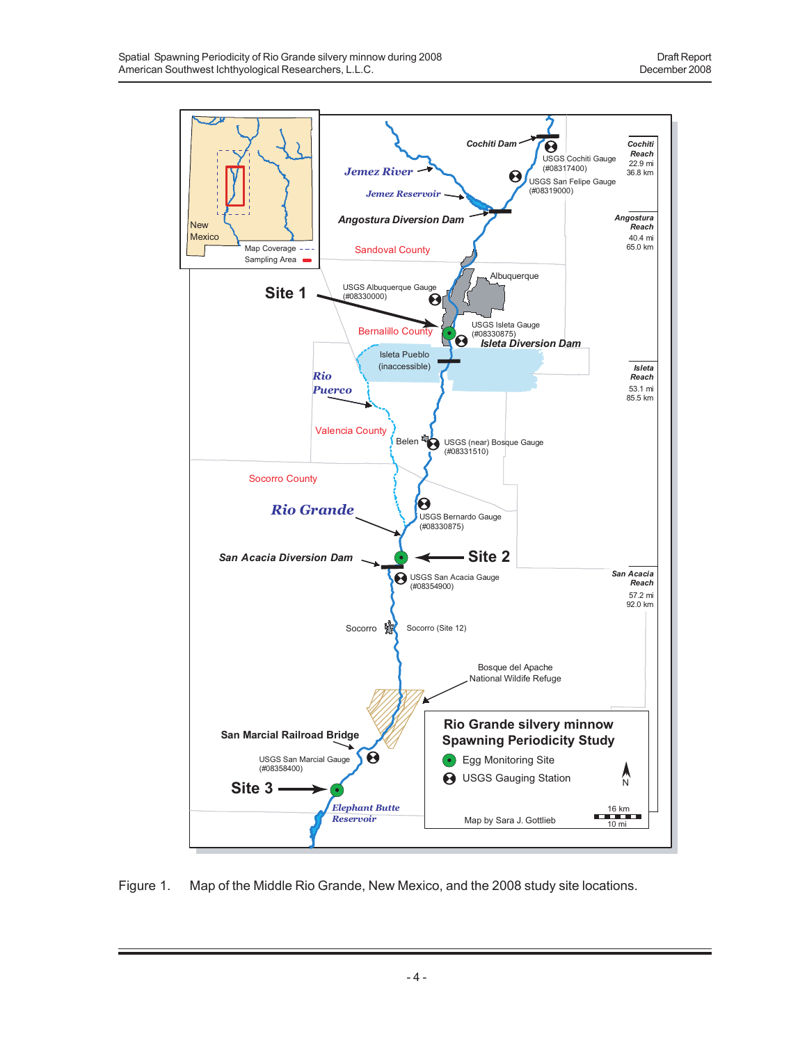Figure 1. Map of the Middle Rio Grande, New Mexico, and the 2008 study site locations.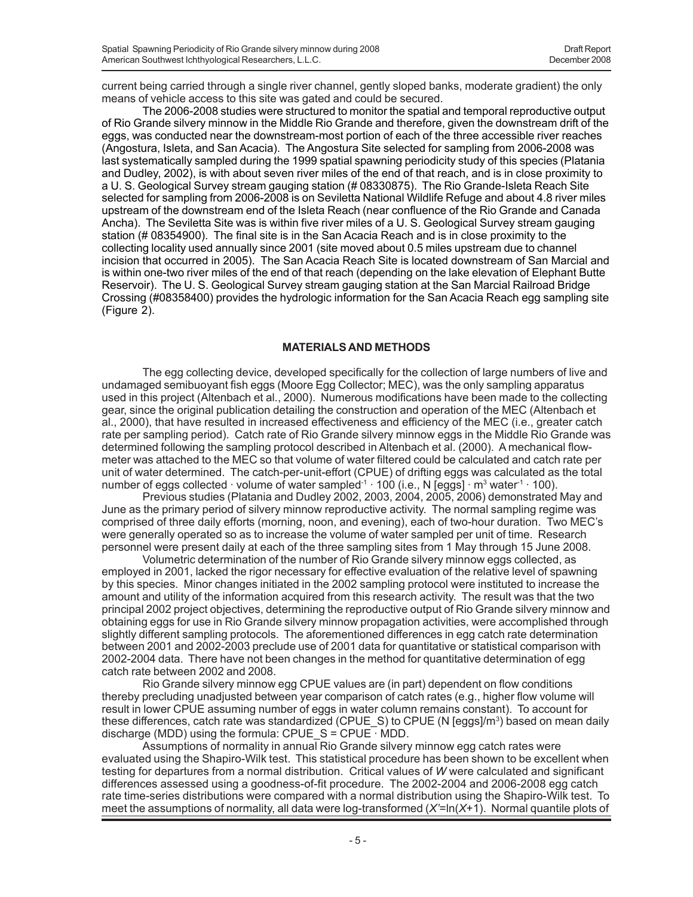current being carried through a single river channel, gently sloped banks, moderate gradient) the only means of vehicle access to this site was gated and could be secured.

The 2006-2008 studies were structured to monitor the spatial and temporal reproductive output of Rio Grande silvery minnow in the Middle Rio Grande and therefore, given the downstream drift of the eggs, was conducted near the downstream-most portion of each of the three accessible river reaches (Angostura, Isleta, and San Acacia). The Angostura Site selected for sampling from 2006-2008 was last systematically sampled during the 1999 spatial spawning periodicity study of this species (Platania and Dudley, 2002), is with about seven river miles of the end of that reach, and is in close proximity to a U. S. Geological Survey stream gauging station (# 08330875). The Rio Grande-Isleta Reach Site selected for sampling from 2006-2008 is on Seviletta National Wildlife Refuge and about 4.8 river miles upstream of the downstream end of the Isleta Reach (near confluence of the Rio Grande and Canada Ancha). The Seviletta Site was is within five river miles of a U. S. Geological Survey stream gauging station (# 08354900). The final site is in the San Acacia Reach and is in close proximity to the collecting locality used annually since 2001 (site moved about 0.5 miles upstream due to channel incision that occurred in 2005). The San Acacia Reach Site is located downstream of San Marcial and is within one-two river miles of the end of that reach (depending on the lake elevation of Elephant Butte Reservoir). The U. S. Geological Survey stream gauging station at the San Marcial Railroad Bridge Crossing (#08358400) provides the hydrologic information for the San Acacia Reach egg sampling site (Figure 2).

## MATERIALS AND METHODS

The egg collecting device, developed specifically for the collection of large numbers of live and undamaged semibuoyant fish eggs (Moore Egg Collector; MEC), was the only sampling apparatus used in this project (Altenbach et al., 2000). Numerous modifications have been made to the collecting gear, since the original publication detailing the construction and operation of the MEC (Altenbach et al., 2000), that have resulted in increased effectiveness and efficiency of the MEC (i.e., greater catch rate per sampling period). Catch rate of Rio Grande silvery minnow eggs in the Middle Rio Grande was determined following the sampling protocol described in Altenbach et al. (2000). A mechanical flow-meter was attached to the MEC so that volume of water filtered could be calculated and catch rate per unit of water determined. The catch-per-unit-effort (CPUE) of drifting eggs was calculated as the total number of eggs collected · volume of water sampled$^{-1}$ · 100 (i.e., N [eggs] · m$^{3}$ water$^{-1}$ · 100).

Previous studies (Platania and Dudley 2002, 2003, 2004, 2005, 2006) demonstrated May and June as the primary period of silvery minnow reproductive activity. The normal sampling regime was comprised of three daily efforts (morning, noon, and evening), each of two-hour duration. Two MEC's were generally operated so as to increase the volume of water sampled per unit of time. Research personnel were present daily at each of the three sampling sites from 1 May through 15 June 2008.

Volumetric determination of the number of Rio Grande silvery minnow eggs collected, as employed in 2001, lacked the rigor necessary for effective evaluation of the relative level of spawning by this species. Minor changes initiated in the 2002 sampling protocol were instituted to increase the amount and utility of the information acquired from this research activity. The result was that the two principal 2002 project objectives, determining the reproductive output of Rio Grande silvery minnow and obtaining eggs for use in Rio Grande silvery minnow propagation activities, were accomplished through slightly different sampling protocols. The aforementioned differences in egg catch rate determination between 2001 and 2002-2003 preclude use of 2001 data for quantitative or statistical comparison with 2002-2004 data. There have not been changes in the method for quantitative determination of egg catch rate between 2002 and 2008.

Rio Grande silvery minnow egg CPUE values are (in part) dependent on flow conditions thereby precluding unadjusted between year comparison of catch rates (e.g., higher flow volume will result in lower CPUE assuming number of eggs in water column remains constant). To account for these differences, catch rate was standardized (CPUE_S) to CPUE (N [eggs]/m$^{3}$) based on mean daily discharge (MDD) using the formula: CPUE_S = CPUE · MDD.

Assumptions of normality in annual Rio Grande silvery minnow egg catch rates were evaluated using the Shapiro-Wilk test. This statistical procedure has been shown to be excellent when testing for departures from a normal distribution. Critical values of $W$ were calculated and significant differences assessed using a goodness-of-fit procedure. The 2002-2004 and 2006-2008 egg catch rate time-series distributions were compared with a normal distribution using the Shapiro-Wilk test. To meet the assumptions of normality, all data were log-transformed ($X'=\ln(X+1)$). Normal quantile plots of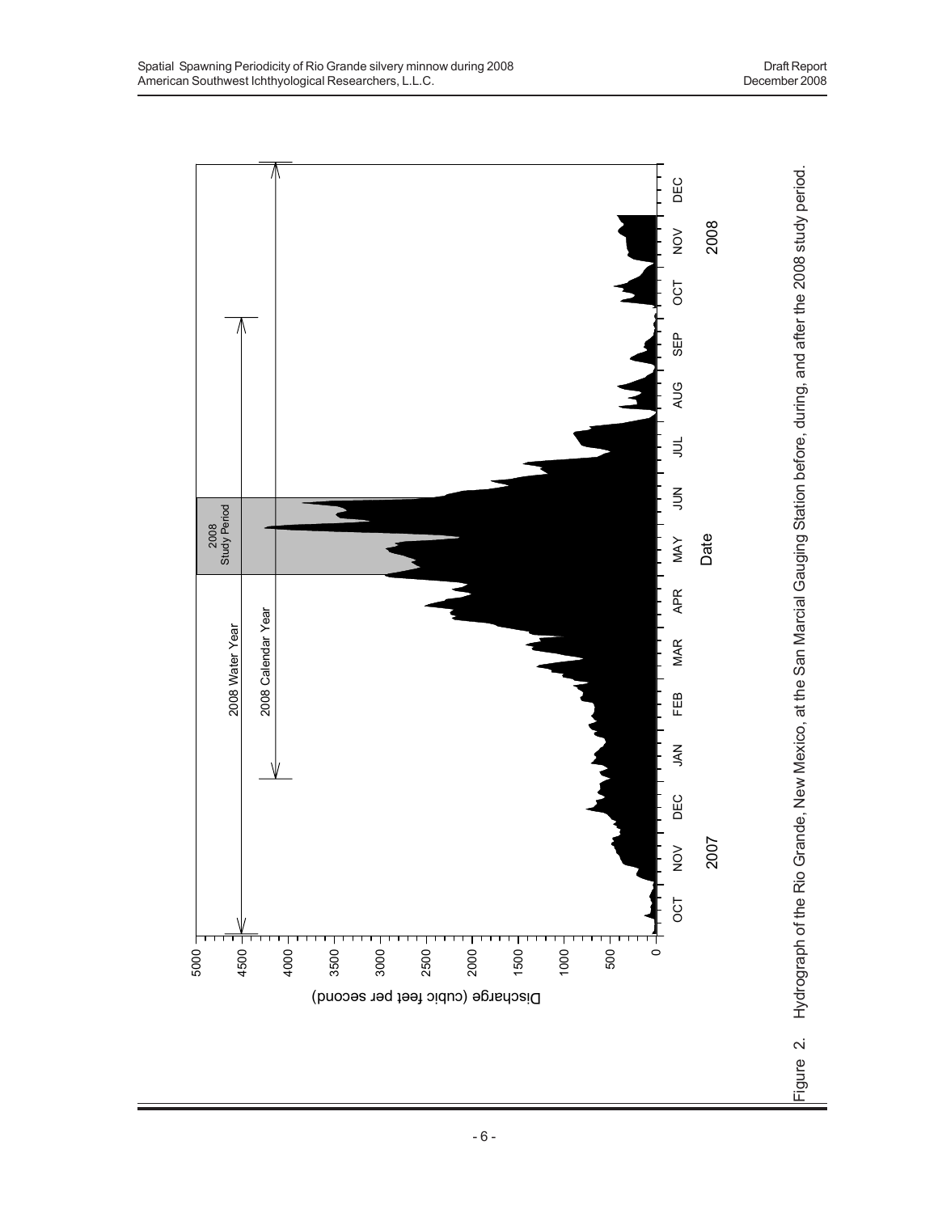Figure 2. Hydrograph of the Rio Grande, New Mexico, at the San Marcial Gauging Station before, during, and after the 2008 study period.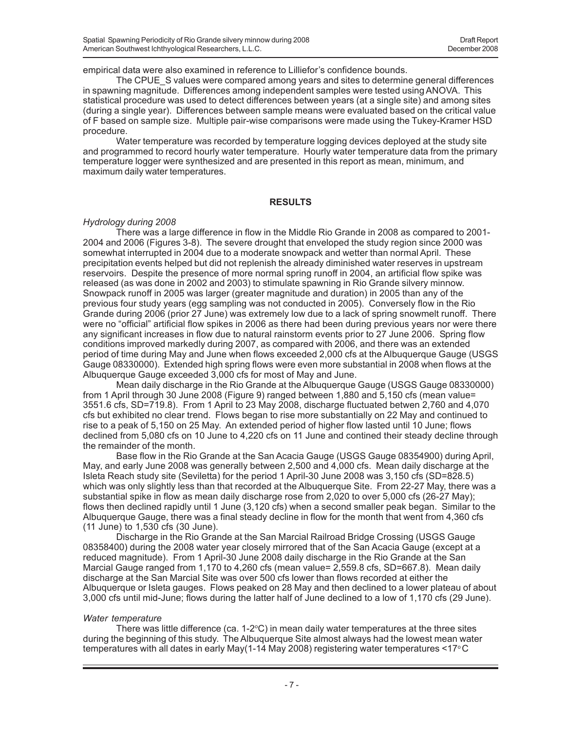empirical data were also examined in reference to Lilliefor's confidence bounds.

The CPUE_S values were compared among years and sites to determine general differences in spawning magnitude. Differences among independent samples were tested using ANOVA. This statistical procedure was used to detect differences between years (at a single site) and among sites (during a single year). Differences between sample means were evaluated based on the critical value of F based on sample size. Multiple pair-wise comparisons were made using the Tukey-Kramer HSD procedure.

Water temperature was recorded by temperature logging devices deployed at the study site and programmed to record hourly water temperature. Hourly water temperature data from the primary temperature logger were synthesized and are presented in this report as mean, minimum, and maximum daily water temperatures.

## RESULTS

### *Hydrology during 2008*

There was a large difference in flow in the Middle Rio Grande in 2008 as compared to 2001-2004 and 2006 (Figures 3-8). The severe drought that enveloped the study region since 2000 was somewhat interrupted in 2004 due to a moderate snowpack and wetter than normal April. These precipitation events helped but did not replenish the already diminished water reserves in upstream reservoirs. Despite the presence of more normal spring runoff in 2004, an artificial flow spike was released (as was done in 2002 and 2003) to stimulate spawning in Rio Grande silvery minnow. Snowpack runoff in 2005 was larger (greater magnitude and duration) in 2005 than any of the previous four study years (egg sampling was not conducted in 2005). Conversely flow in the Rio Grande during 2006 (prior 27 June) was extremely low due to a lack of spring snowmelt runoff. There were no "official" artificial flow spikes in 2006 as there had been during previous years nor were there any significant increases in flow due to natural rainstorm events prior to 27 June 2006. Spring flow conditions improved markedly during 2007, as compared with 2006, and there was an extended period of time during May and June when flows exceeded 2,000 cfs at the Albuquerque Gauge (USGS Gauge 08330000). Extended high spring flows were even more substantial in 2008 when flows at the Albuquerque Gauge exceeded 3,000 cfs for most of May and June.

Mean daily discharge in the Rio Grande at the Albuquerque Gauge (USGS Gauge 08330000) from 1 April through 30 June 2008 (Figure 9) ranged between 1,880 and 5,150 cfs (mean value= 3551.6 cfs, SD=719.8). From 1 April to 23 May 2008, discharge fluctuated betwen 2,760 and 4,070 cfs but exhibited no clear trend. Flows began to rise more substantially on 22 May and continued to rise to a peak of 5,150 on 25 May. An extended period of higher flow lasted until 10 June; flows declined from 5,080 cfs on 10 June to 4,220 cfs on 11 June and contined their steady decline through the remainder of the month.

Base flow in the Rio Grande at the San Acacia Gauge (USGS Gauge 08354900) during April, May, and early June 2008 was generally between 2,500 and 4,000 cfs. Mean daily discharge at the Isleta Reach study site (Seviletta) for the period 1 April-30 June 2008 was 3,150 cfs (SD=828.5) which was only slightly less than that recorded at the Albuquerque Site. From 22-27 May, there was a substantial spike in flow as mean daily discharge rose from 2,020 to over 5,000 cfs (26-27 May); flows then declined rapidly until 1 June (3,120 cfs) when a second smaller peak began. Similar to the Albuquerque Gauge, there was a final steady decline in flow for the month that went from 4,360 cfs (11 June) to 1,530 cfs (30 June).

Discharge in the Rio Grande at the San Marcial Railroad Bridge Crossing (USGS Gauge 08358400) during the 2008 water year closely mirrored that of the San Acacia Gauge (except at a reduced magnitude). From 1 April-30 June 2008 daily discharge in the Rio Grande at the San Marcial Gauge ranged from 1,170 to 4,260 cfs (mean value= 2,559.8 cfs, SD=667.8). Mean daily discharge at the San Marcial Site was over 500 cfs lower than flows recorded at either the Albuquerque or Isleta gauges. Flows peaked on 28 May and then declined to a lower plateau of about 3,000 cfs until mid-June; flows during the latter half of June declined to a low of 1,170 cfs (29 June).

### *Water temperature*

There was little difference (ca. 1-2°C) in mean daily water temperatures at the three sites during the beginning of this study. The Albuquerque Site almost always had the lowest mean water temperatures with all dates in early May(1-14 May 2008) registering water temperatures <17°C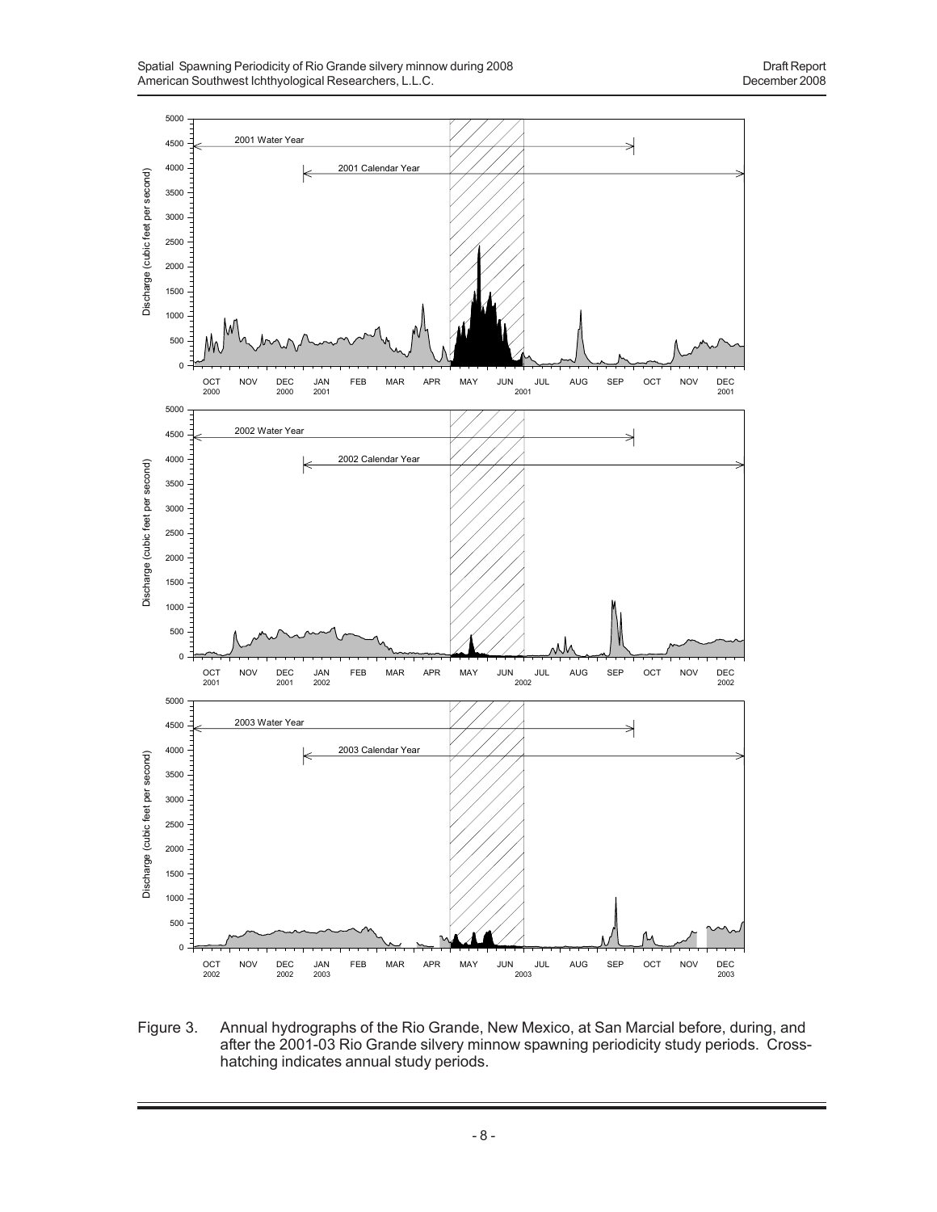Figure 3. Annual hydrographs of the Rio Grande, New Mexico, at San Marcial before, during, and after the 2001-03 Rio Grande silvery minnow spawning periodicity study periods. Cross-hatching indicates annual study periods.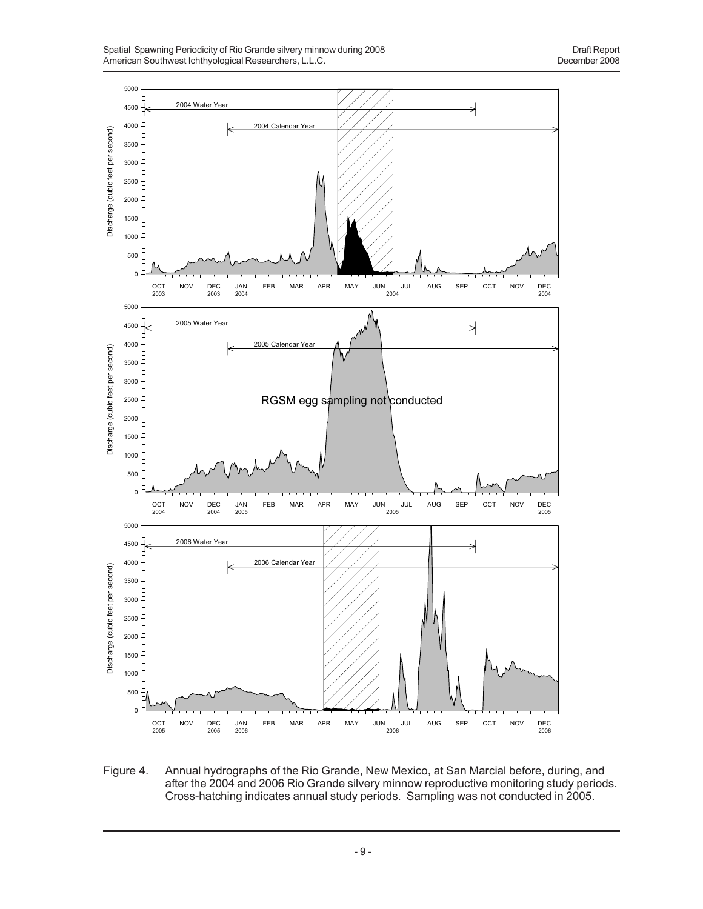Figure 4. Annual hydrographs of the Rio Grande, New Mexico, at San Marcial before, during, and after the 2004 and 2006 Rio Grande silvery minnow reproductive monitoring study periods. Cross-hatching indicates annual study periods. Sampling was not conducted in 2005.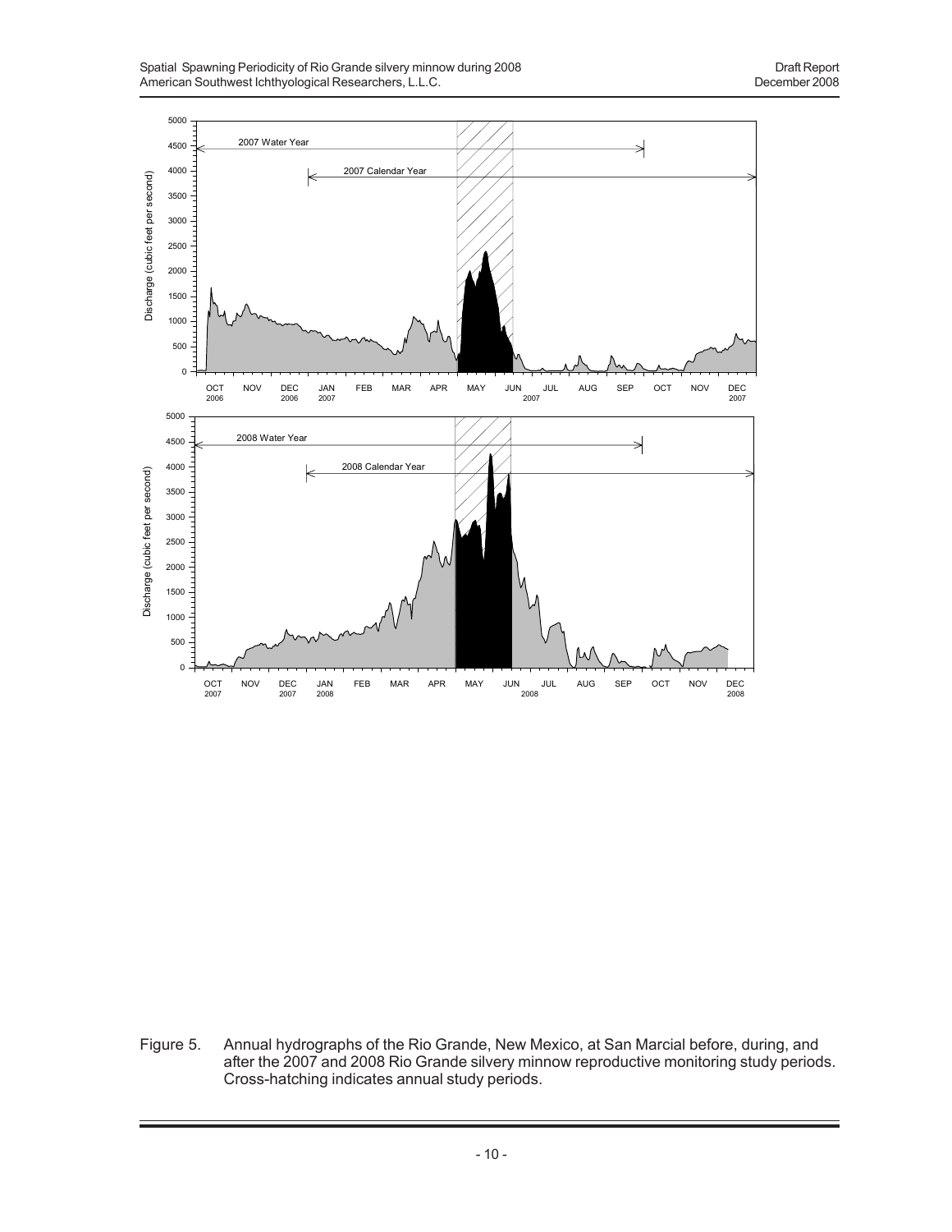Figure 5. Annual hydrographs of the Rio Grande, New Mexico, at San Marcial before, during, and after the 2007 and 2008 Rio Grande silvery minnow reproductive monitoring study periods. Cross-hatching indicates annual study periods.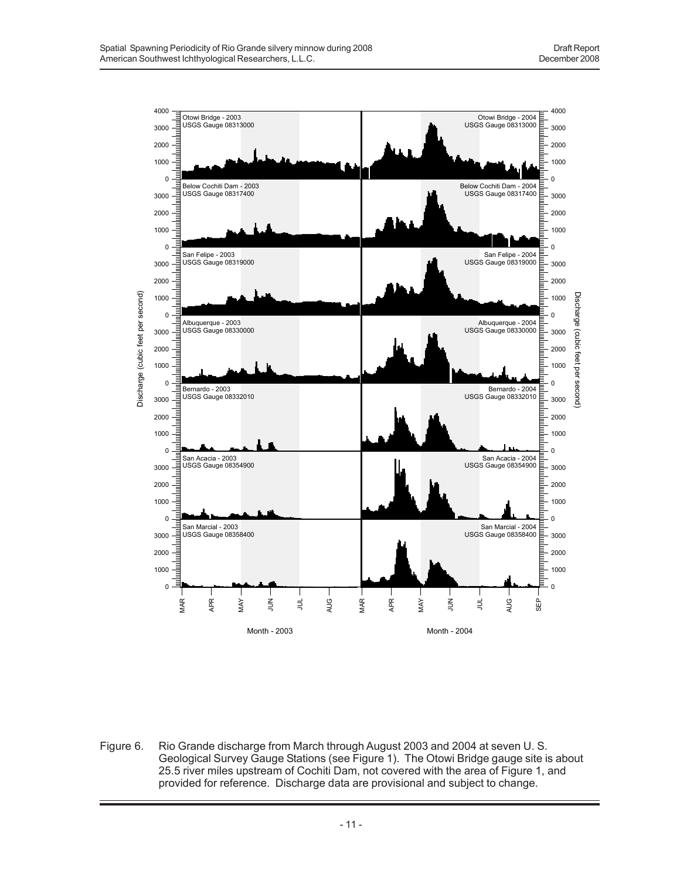Figure 6. Rio Grande discharge from March through August 2003 and 2004 at seven U. S. Geological Survey Gauge Stations (see Figure 1). The Otowi Bridge gauge site is about 25.5 river miles upstream of Cochiti Dam, not covered with the area of Figure 1, and provided for reference. Discharge data are provisional and subject to change.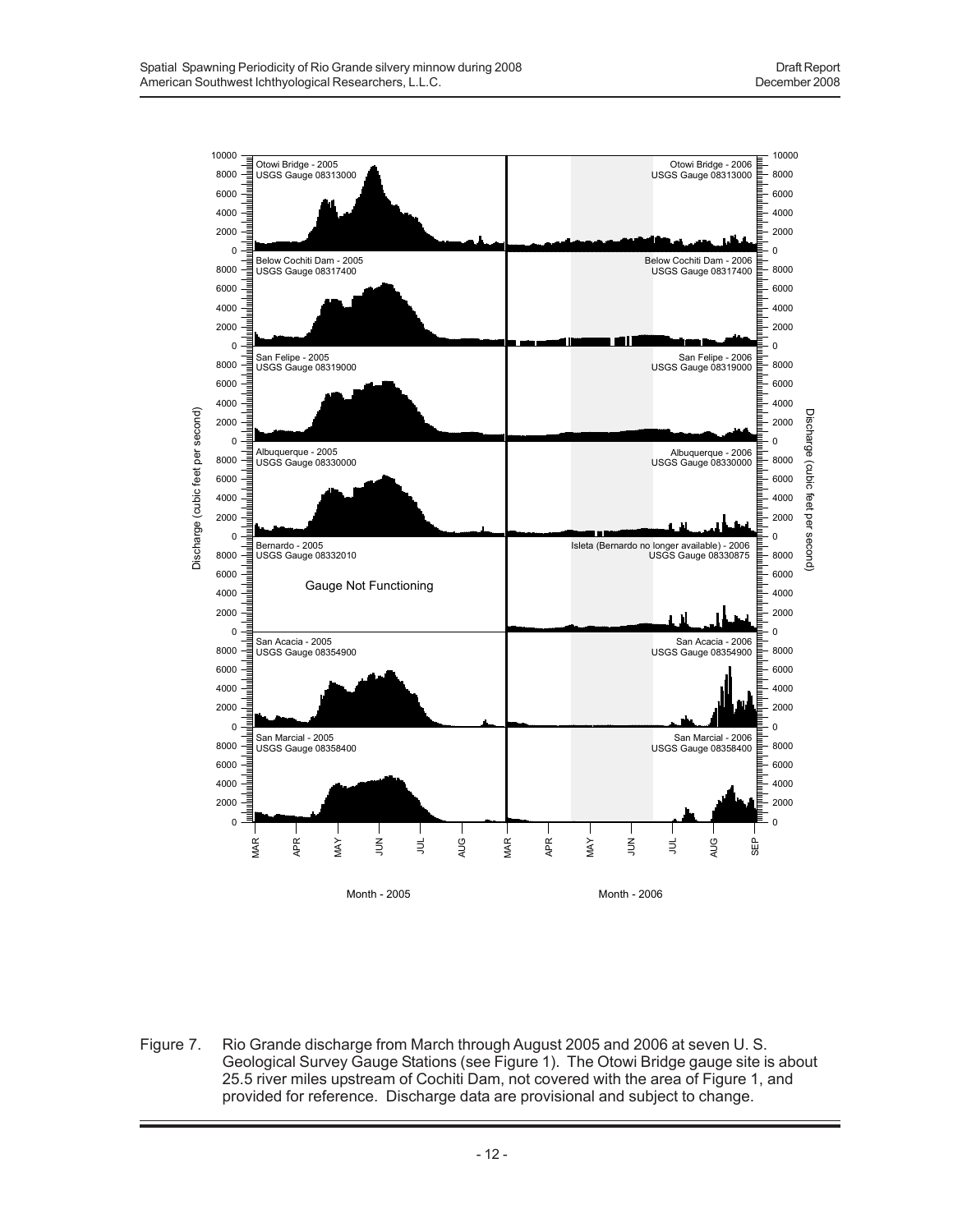Figure 7. Rio Grande discharge from March through August 2005 and 2006 at seven U. S. Geological Survey Gauge Stations (see Figure 1). The Otowi Bridge gauge site is about 25.5 river miles upstream of Cochiti Dam, not covered with the area of Figure 1, and provided for reference. Discharge data are provisional and subject to change.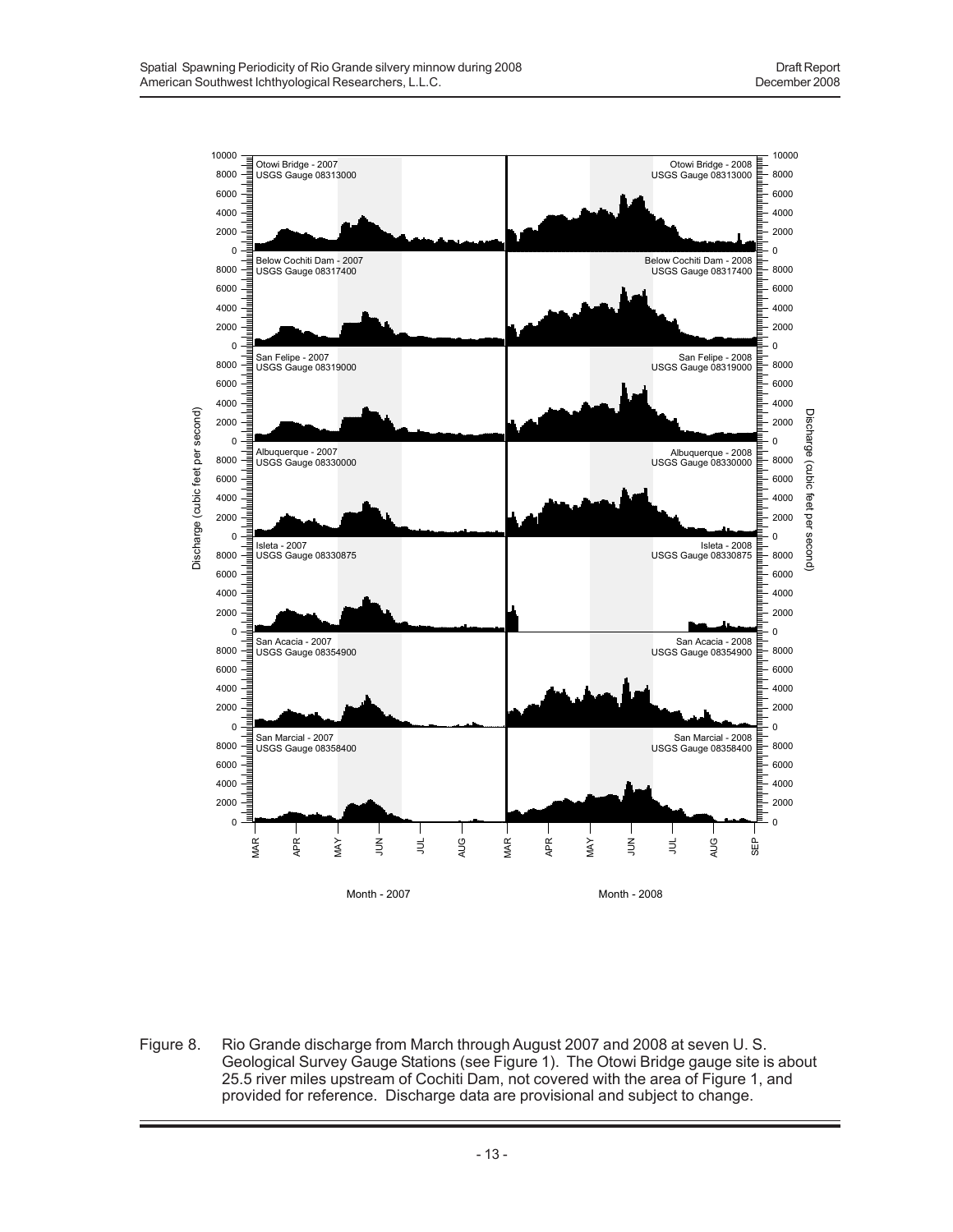Figure 8. Rio Grande discharge from March through August 2007 and 2008 at seven U. S. Geological Survey Gauge Stations (see Figure 1). The Otowi Bridge gauge site is about 25.5 river miles upstream of Cochiti Dam, not covered with the area of Figure 1, and provided for reference. Discharge data are provisional and subject to change.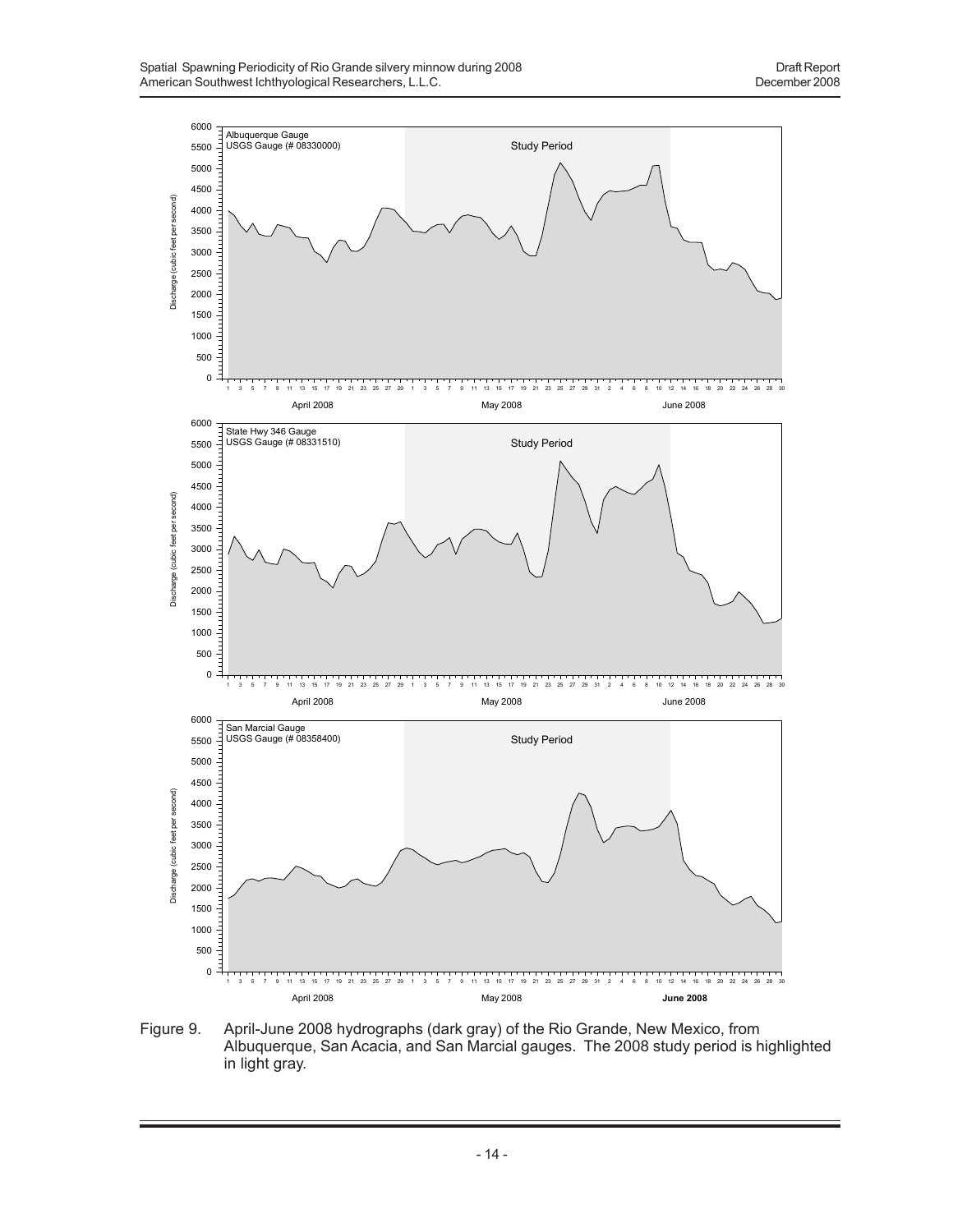Figure 9. April-June 2008 hydrographs (dark gray) of the Rio Grande, New Mexico, from Albuquerque, San Acacia, and San Marcial gauges. The 2008 study period is highlighted in light gray.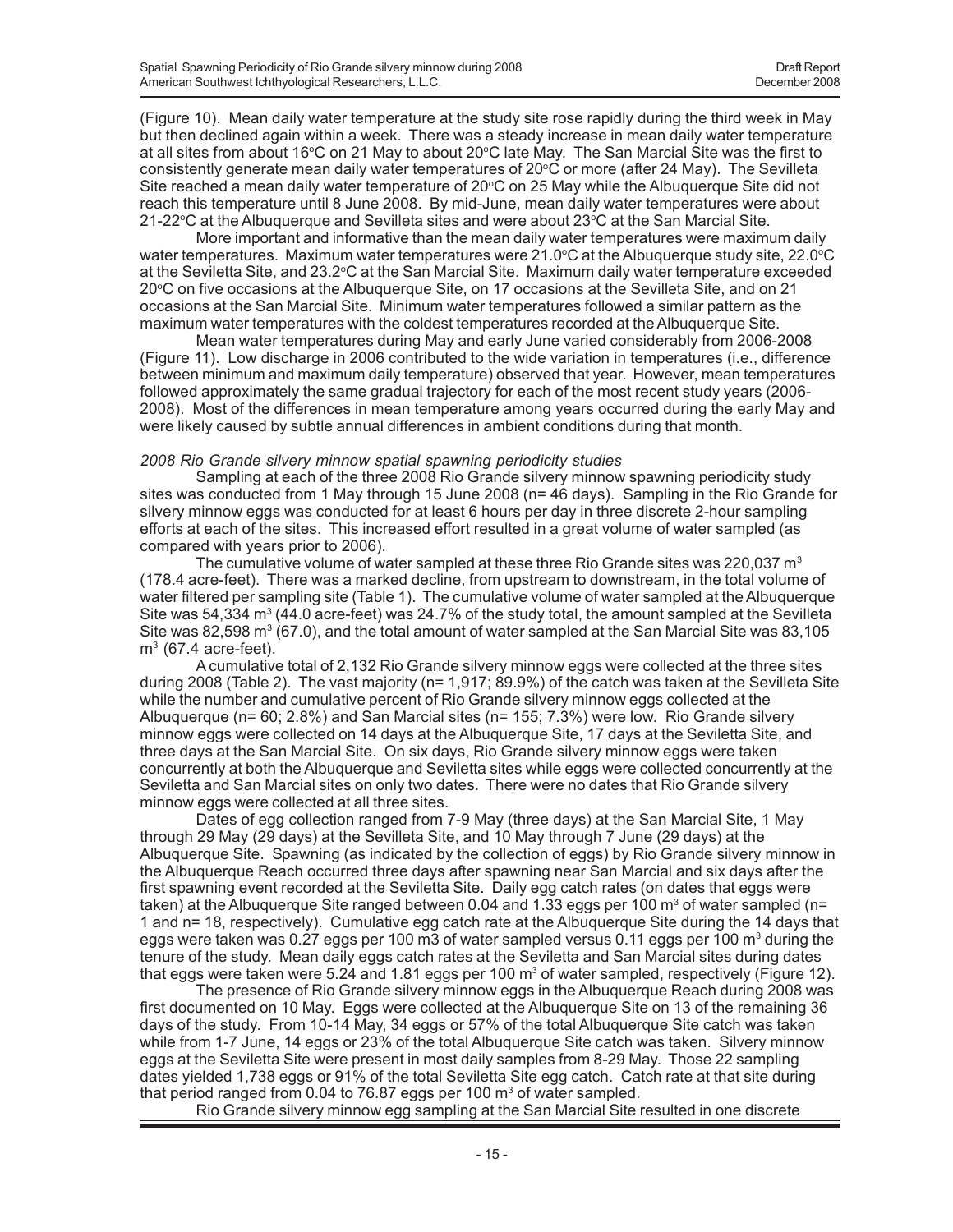(Figure 10). Mean daily water temperature at the study site rose rapidly during the third week in May but then declined again within a week. There was a steady increase in mean daily water temperature at all sites from about 16°C on 21 May to about 20°C late May. The San Marcial Site was the first to consistently generate mean daily water temperatures of 20°C or more (after 24 May). The Sevilleta Site reached a mean daily water temperature of 20°C on 25 May while the Albuquerque Site did not reach this temperature until 8 June 2008. By mid-June, mean daily water temperatures were about 21-22°C at the Albuquerque and Sevilleta sites and were about 23°C at the San Marcial Site.

More important and informative than the mean daily water temperatures were maximum daily water temperatures. Maximum water temperatures were 21.0°C at the Albuquerque study site, 22.0°C at the Sevilletta Site, and 23.2°C at the San Marcial Site. Maximum daily water temperature exceeded 20°C on five occasions at the Albuquerque Site, on 17 occasions at the Sevilleta Site, and on 21 occasions at the San Marcial Site. Minimum water temperatures followed a similar pattern as the maximum water temperatures with the coldest temperatures recorded at the Albuquerque Site.

Mean water temperatures during May and early June varied considerably from 2006-2008 (Figure 11). Low discharge in 2006 contributed to the wide variation in temperatures (i.e., difference between minimum and maximum daily temperature) observed that year. However, mean temperatures followed approximately the same gradual trajectory for each of the most recent study years (2006-2008). Most of the differences in mean temperature among years occurred during the early May and were likely caused by subtle annual differences in ambient conditions during that month.

*2008 Rio Grande silvery minnow spatial spawning periodicity studies*

Sampling at each of the three 2008 Rio Grande silvery minnow spawning periodicity study sites was conducted from 1 May through 15 June 2008 (n= 46 days). Sampling in the Rio Grande for silvery minnow eggs was conducted for at least 6 hours per day in three discrete 2-hour sampling efforts at each of the sites. This increased effort resulted in a great volume of water sampled (as compared with years prior to 2006).

The cumulative volume of water sampled at these three Rio Grande sites was 220,037 m$^3$ (178.4 acre-feet). There was a marked decline, from upstream to downstream, in the total volume of water filtered per sampling site (Table 1). The cumulative volume of water sampled at the Albuquerque Site was 54,334 m$^3$ (44.0 acre-feet) was 24.7% of the study total, the amount sampled at the Sevilleta Site was 82,598 m$^3$ (67.0), and the total amount of water sampled at the San Marcial Site was 83,105 m$^3$ (67.4 acre-feet).

A cumulative total of 2,132 Rio Grande silvery minnow eggs were collected at the three sites during 2008 (Table 2). The vast majority (n= 1,917; 89.9%) of the catch was taken at the Sevilleta Site while the number and cumulative percent of Rio Grande silvery minnow eggs collected at the Albuquerque (n= 60; 2.8%) and San Marcial sites (n= 155; 7.3%) were low. Rio Grande silvery minnow eggs were collected on 14 days at the Albuquerque Site, 17 days at the Sevilletta Site, and three days at the San Marcial Site. On six days, Rio Grande silvery minnow eggs were taken concurrently at both the Albuquerque and Sevilletta sites while eggs were collected concurrently at the Sevilletta and San Marcial sites on only two dates. There were no dates that Rio Grande silvery minnow eggs were collected at all three sites.

Dates of egg collection ranged from 7-9 May (three days) at the San Marcial Site, 1 May through 29 May (29 days) at the Sevillleta Site, and 10 May through 7 June (29 days) at the Albuquerque Site. Spawning (as indicated by the collection of eggs) by Rio Grande silvery minnow in the Albuquerque Reach occurred three days after spawning near San Marcial and six days after the first spawning event recorded at the Sevilletta Site. Daily egg catch rates (on dates that eggs were taken) at the Albuquerque Site ranged between 0.04 and 1.33 eggs per 100 m$^3$ of water sampled (n= 1 and n= 18, respectively). Cumulative egg catch rate at the Albuquerque Site during the 14 days that eggs were taken was 0.27 eggs per 100 m3 of water sampled versus 0.11 eggs per 100 m$^3$ during the tenure of the study. Mean daily eggs catch rates at the Sevilletta and San Marcial sites during dates that eggs were taken were 5.24 and 1.81 eggs per 100 m$^3$ of water sampled, respectively (Figure 12).

The presence of Rio Grande silvery minnow eggs in the Albuquerque Reach during 2008 was first documented on 10 May. Eggs were collected at the Albuquerque Site on 13 of the remaining 36 days of the study. From 10-14 May, 34 eggs or 57% of the total Albuquerque Site catch was taken while from 1-7 June, 14 eggs or 23% of the total Albuquerque Site catch was taken. Silvery minnow eggs at the Sevilletta Site were present in most daily samples from 8-29 May. Those 22 sampling dates yielded 1,738 eggs or 91% of the total Sevilletta Site egg catch. Catch rate at that site during that period ranged from 0.04 to 76.87 eggs per 100 m$^3$ of water sampled.

Rio Grande silvery minnow egg sampling at the San Marcial Site resulted in one discrete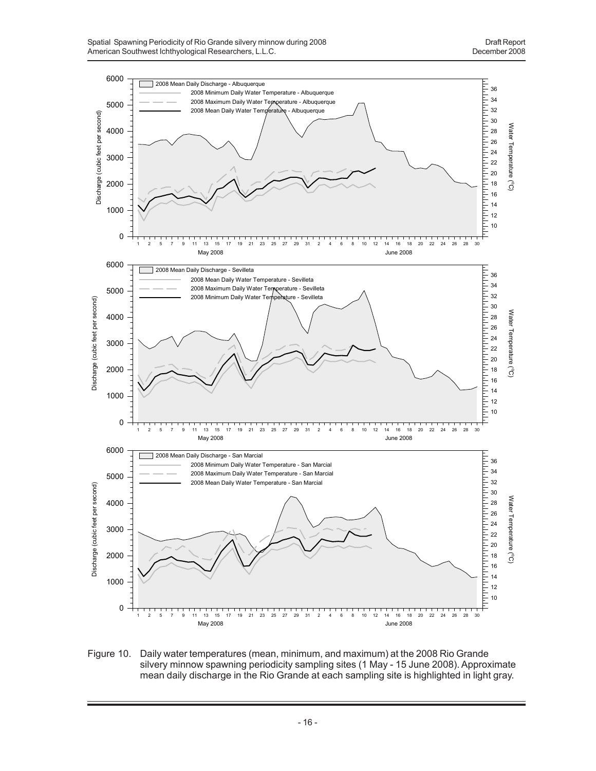Figure 10. Daily water temperatures (mean, minimum, and maximum) at the 2008 Rio Grande silvery minnow spawning periodicity sampling sites (1 May - 15 June 2008). Approximate mean daily discharge in the Rio Grande at each sampling site is highlighted in light gray.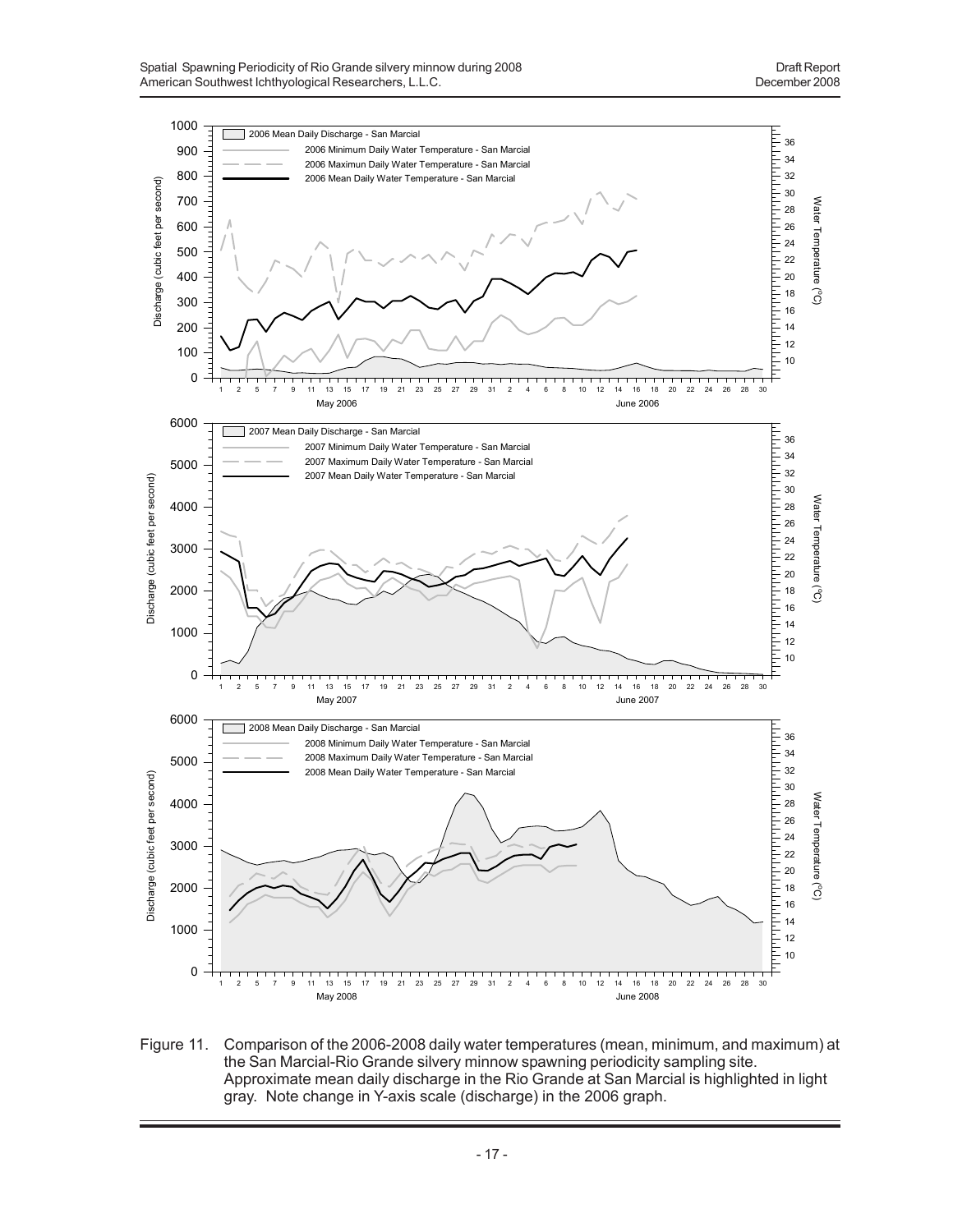Figure 11. Comparison of the 2006-2008 daily water temperatures (mean, minimum, and maximum) at the San Marcial-Rio Grande silvery minnow spawning periodicity sampling site. Approximate mean daily discharge in the Rio Grande at San Marcial is highlighted in light gray. Note change in Y-axis scale (discharge) in the 2006 graph.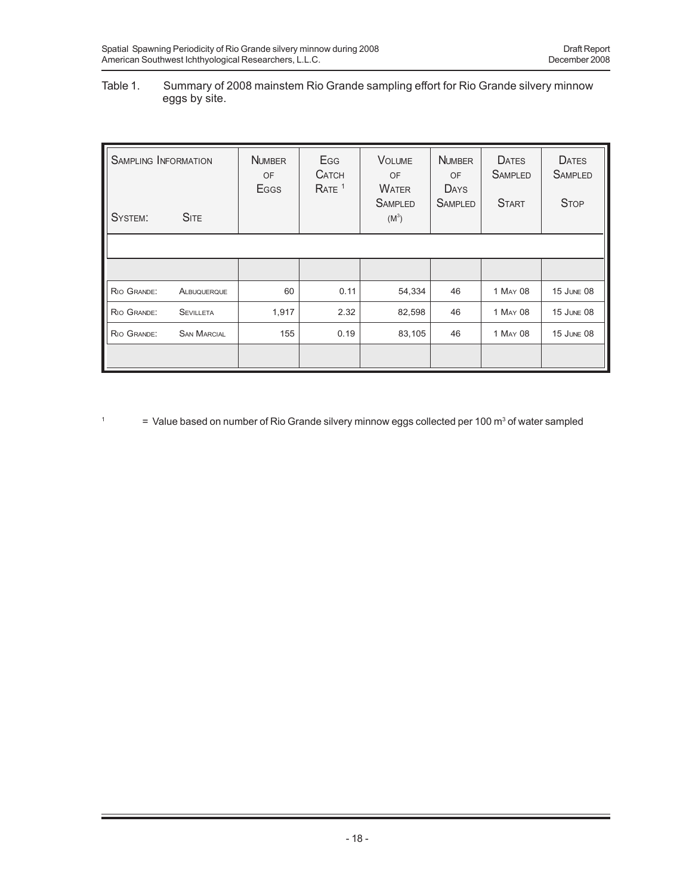Table 1. Summary of 2008 mainstem Rio Grande sampling effort for Rio Grande silvery minnow eggs by site.

| Sampling Information System: | Site | Number of Eggs | Egg Catch Rate [1] | Volume of Water Sampled ($M^3$) | Number of Days Sampled | Dates Sampled Start | Dates Sampled Stop |
|---|---|---|---|---|---|---|---|
| Rio Grande: | Albuquerque | 60 | 0.11 | 54,334 | 46 | 1 May 08 | 15 June 08 |
| Rio Grande: | Sevilleta | 1,917 | 2.32 | 82,598 | 46 | 1 May 08 | 15 June 08 |
| Rio Grande: | San Marcial | 155 | 0.19 | 83,105 | 46 | 1 May 08 | 15 June 08 |

[1] = Value based on number of Rio Grande silvery minnow eggs collected per 100 $m^3$ of water sampled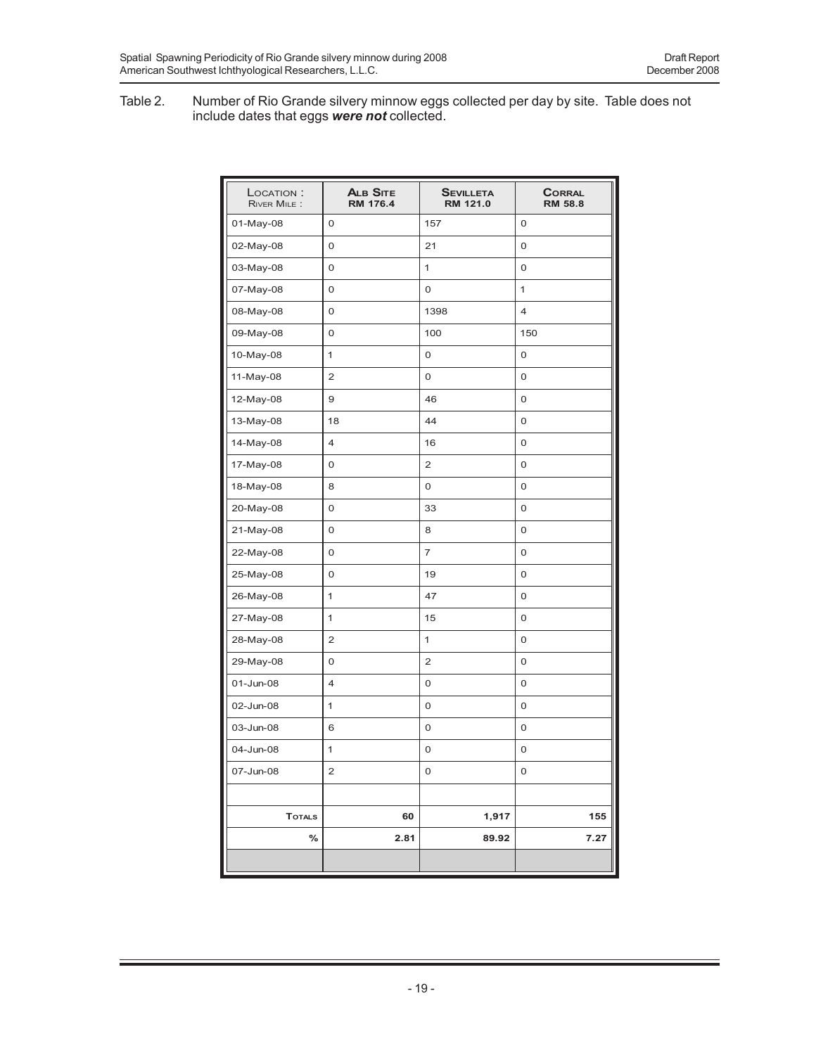Table 2. Number of Rio Grande silvery minnow eggs collected per day by site. Table does not include dates that eggs ***were not*** collected.

| Location : River Mile : | Alb Site RM 176.4 | Sevilleta RM 121.0 | Corral RM 58.8 |
|---|---|---|---|
| 01-May-08 | 0 | 157 | 0 |
| 02-May-08 | 0 | 21 | 0 |
| 03-May-08 | 0 | 1 | 0 |
| 07-May-08 | 0 | 0 | 1 |
| 08-May-08 | 0 | 1398 | 4 |
| 09-May-08 | 0 | 100 | 150 |
| 10-May-08 | 1 | 0 | 0 |
| 11-May-08 | 2 | 0 | 0 |
| 12-May-08 | 9 | 46 | 0 |
| 13-May-08 | 18 | 44 | 0 |
| 14-May-08 | 4 | 16 | 0 |
| 17-May-08 | 0 | 2 | 0 |
| 18-May-08 | 8 | 0 | 0 |
| 20-May-08 | 0 | 33 | 0 |
| 21-May-08 | 0 | 8 | 0 |
| 22-May-08 | 0 | 7 | 0 |
| 25-May-08 | 0 | 19 | 0 |
| 26-May-08 | 1 | 47 | 0 |
| 27-May-08 | 1 | 15 | 0 |
| 28-May-08 | 2 | 1 | 0 |
| 29-May-08 | 0 | 2 | 0 |
| 01-Jun-08 | 4 | 0 | 0 |
| 02-Jun-08 | 1 | 0 | 0 |
| 03-Jun-08 | 6 | 0 | 0 |
| 04-Jun-08 | 1 | 0 | 0 |
| 07-Jun-08 | 2 | 0 | 0 |
| | | | |
| **Totals** | **60** | **1,917** | **155** |
| **%** | **2.81** | **89.92** | **7.27** |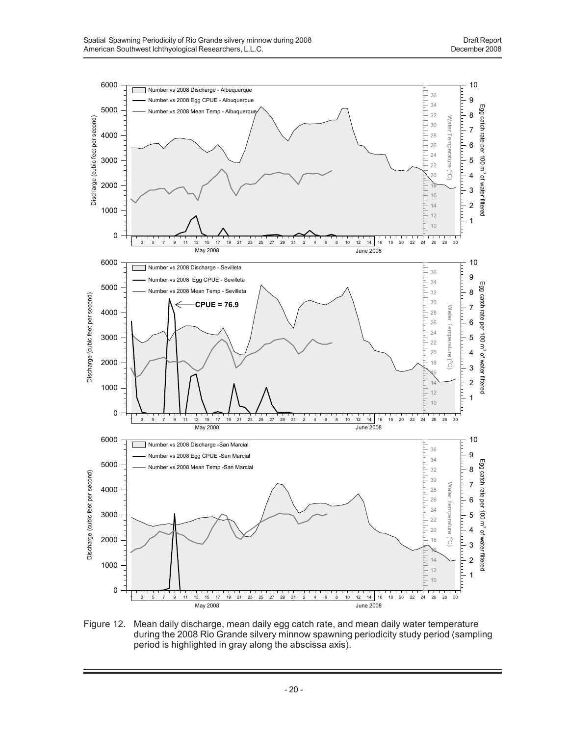Figure 12. Mean daily discharge, mean daily egg catch rate, and mean daily water temperature during the 2008 Rio Grande silvery minnow spawning periodicity study period (sampling period is highlighted in gray along the abscissa axis).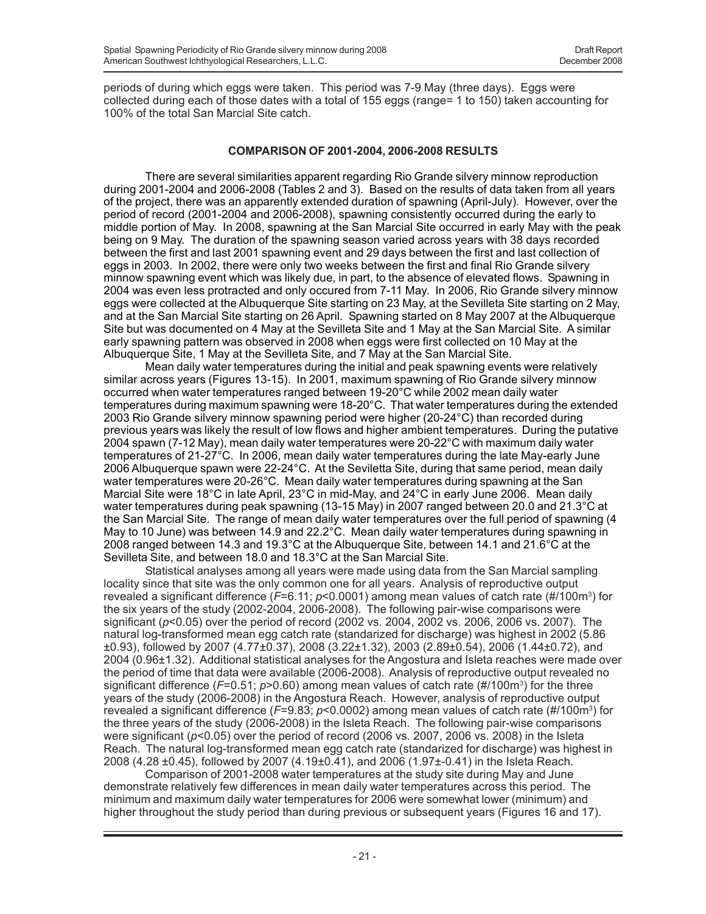periods of during which eggs were taken. This period was 7-9 May (three days). Eggs were collected during each of those dates with a total of 155 eggs (range= 1 to 150) taken accounting for 100% of the total San Marcial Site catch.

## COMPARISON OF 2001-2004, 2006-2008 RESULTS

There are several similarities apparent regarding Rio Grande silvery minnow reproduction during 2001-2004 and 2006-2008 (Tables 2 and 3). Based on the results of data taken from all years of the project, there was an apparently extended duration of spawning (April-July). However, over the period of record (2001-2004 and 2006-2008), spawning consistently occurred during the early to middle portion of May. In 2008, spawning at the San Marcial Site occurred in early May with the peak being on 9 May. The duration of the spawning season varied across years with 38 days recorded between the first and last 2001 spawning event and 29 days between the first and last collection of eggs in 2003. In 2002, there were only two weeks between the first and final Rio Grande silvery minnow spawning event which was likely due, in part, to the absence of elevated flows. Spawning in 2004 was even less protracted and only occured from 7-11 May. In 2006, Rio Grande silvery minnow eggs were collected at the Albuquerque Site starting on 23 May, at the Sevilleta Site starting on 2 May, and at the San Marcial Site starting on 26 April. Spawning started on 8 May 2007 at the Albuquerque Site but was documented on 4 May at the Sevilleta Site and 1 May at the San Marcial Site. A similar early spawning pattern was observed in 2008 when eggs were first collected on 10 May at the Albuquerque Site, 1 May at the Sevilleta Site, and 7 May at the San Marcial Site.

Mean daily water temperatures during the initial and peak spawning events were relatively similar across years (Figures 13-15). In 2001, maximum spawning of Rio Grande silvery minnow occurred when water temperatures ranged between 19-20°C while 2002 mean daily water temperatures during maximum spawning were 18-20°C. That water temperatures during the extended 2003 Rio Grande silvery minnow spawning period were higher (20-24°C) than recorded during previous years was likely the result of low flows and higher ambient temperatures. During the putative 2004 spawn (7-12 May), mean daily water temperatures were 20-22°C with maximum daily water temperatures of 21-27°C. In 2006, mean daily water temperatures during the late May-early June 2006 Albuquerque spawn were 22-24°C. At the Seviletta Site, during that same period, mean daily water temperatures were 20-26°C. Mean daily water temperatures during spawning at the San Marcial Site were 18°C in late April, 23°C in mid-May, and 24°C in early June 2006. Mean daily water temperatures during peak spawning (13-15 May) in 2007 ranged between 20.0 and 21.3°C at the San Marcial Site. The range of mean daily water temperatures over the full period of spawning (4 May to 10 June) was between 14.9 and 22.2°C. Mean daily water temperatures during spawning in 2008 ranged between 14.3 and 19.3°C at the Albuquerque Site, between 14.1 and 21.6°C at the Sevilleta Site, and between 18.0 and 18.3°C at the San Marcial Site.

Statistical analyses among all years were made using data from the San Marcial sampling locality since that site was the only common one for all years. Analysis of reproductive output revealed a significant difference ($F$=6.11; $p$<0.0001) among mean values of catch rate (#/100m$^3$) for the six years of the study (2002-2004, 2006-2008). The following pair-wise comparisons were significant ($p$<0.05) over the period of record (2002 vs. 2004, 2002 vs. 2006, 2006 vs. 2007). The natural log-transformed mean egg catch rate (standardized for discharge) was highest in 2002 (5.86 ±0.93), followed by 2007 (4.77±0.37), 2008 (3.22±1.32), 2003 (2.89±0.54), 2006 (1.44±0.72), and 2004 (0.96±1.32). Additional statistical analyses for the Angostura and Isleta reaches were made over the period of time that data were available (2006-2008). Analysis of reproductive output revealed no significant difference ($F$=0.51; $p$>0.60) among mean values of catch rate (#/100m$^3$) for the three years of the study (2006-2008) in the Angostura Reach. However, analysis of reproductive output revealed a significant difference ($F$=9.83; $p$<0.0002) among mean values of catch rate (#/100m$^3$) for the three years of the study (2006-2008) in the Isleta Reach. The following pair-wise comparisons were significant ($p$<0.05) over the period of record (2006 vs. 2007, 2006 vs. 2008) in the Isleta Reach. The natural log-transformed mean egg catch rate (standarized for discharge) was highest in 2008 (4.28 ±0.45), followed by 2007 (4.19±0.41), and 2006 (1.97±-0.41) in the Isleta Reach.

Comparison of 2001-2008 water temperatures at the study site during May and June demonstrate relatively few differences in mean daily water temperatures across this period. The minimum and maximum daily water temperatures for 2006 were somewhat lower (minimum) and higher throughout the study period than during previous or subsequent years (Figures 16 and 17).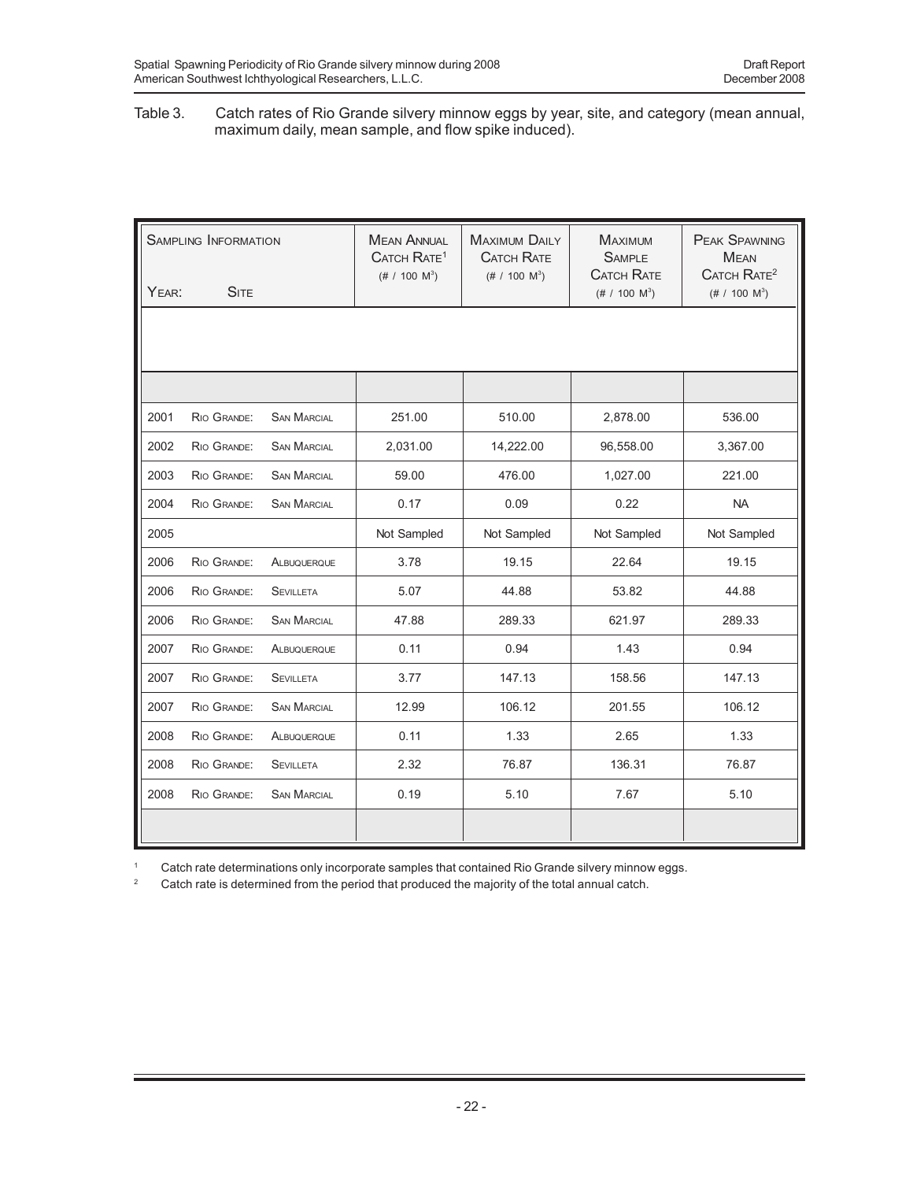Table 3. Catch rates of Rio Grande silvery minnow eggs by year, site, and category (mean annual, maximum daily, mean sample, and flow spike induced).

| Year: | Site | | Mean Annual Catch Rate[1] (# / 100 $M^3$) | Maximum Daily Catch Rate (# / 100 $M^3$) | Maximum Sample Catch Rate (# / 100 $M^3$) | Peak Spawning Mean Catch Rate[2] (# / 100 $M^3$) |
|---|---|---|---|---|---|---|
| 2001 | Rio Grande: | San Marcial | 251.00 | 510.00 | 2,878.00 | 536.00 |
| 2002 | Rio Grande: | San Marcial | 2,031.00 | 14,222.00 | 96,558.00 | 3,367.00 |
| 2003 | Rio Grande: | San Marcial | 59.00 | 476.00 | 1,027.00 | 221.00 |
| 2004 | Rio Grande: | San Marcial | 0.17 | 0.09 | 0.22 | NA |
| 2005 | | | Not Sampled | Not Sampled | Not Sampled | Not Sampled |
| 2006 | Rio Grande: | Albuquerque | 3.78 | 19.15 | 22.64 | 19.15 |
| 2006 | Rio Grande: | Sevilleta | 5.07 | 44.88 | 53.82 | 44.88 |
| 2006 | Rio Grande: | San Marcial | 47.88 | 289.33 | 621.97 | 289.33 |
| 2007 | Rio Grande: | Albuquerque | 0.11 | 0.94 | 1.43 | 0.94 |
| 2007 | Rio Grande: | Sevilleta | 3.77 | 147.13 | 158.56 | 147.13 |
| 2007 | Rio Grande: | San Marcial | 12.99 | 106.12 | 201.55 | 106.12 |
| 2008 | Rio Grande: | Albuquerque | 0.11 | 1.33 | 2.65 | 1.33 |
| 2008 | Rio Grande: | Sevilleta | 2.32 | 76.87 | 136.31 | 76.87 |
| 2008 | Rio Grande: | San Marcial | 0.19 | 5.10 | 7.67 | 5.10 |

[1] Catch rate determinations only incorporate samples that contained Rio Grande silvery minnow eggs.

[2] Catch rate is determined from the period that produced the majority of the total annual catch.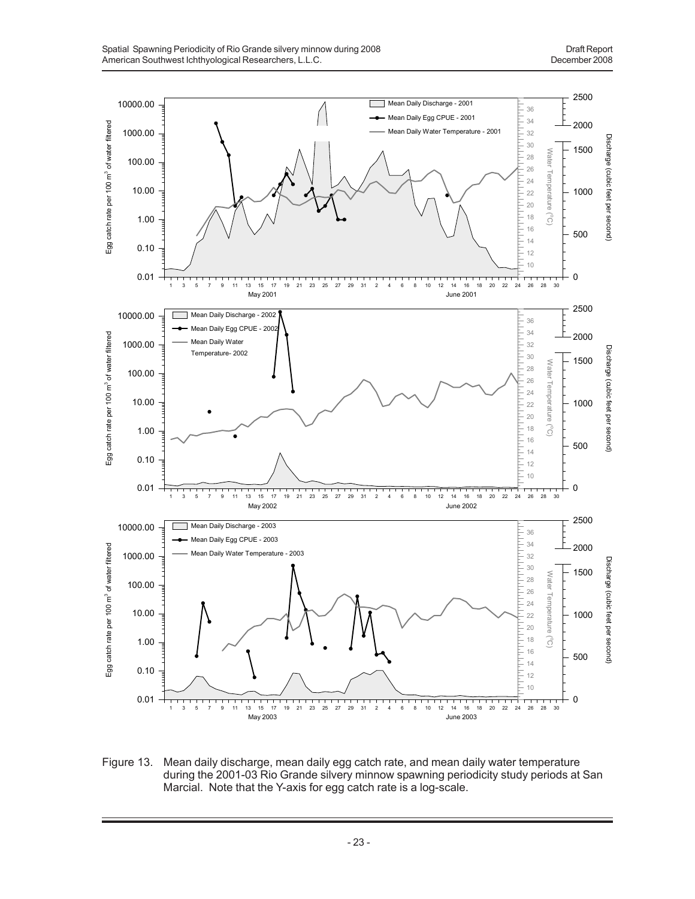Figure 13. Mean daily discharge, mean daily egg catch rate, and mean daily water temperature during the 2001-03 Rio Grande silvery minnow spawning periodicity study periods at San Marcial. Note that the Y-axis for egg catch rate is a log-scale.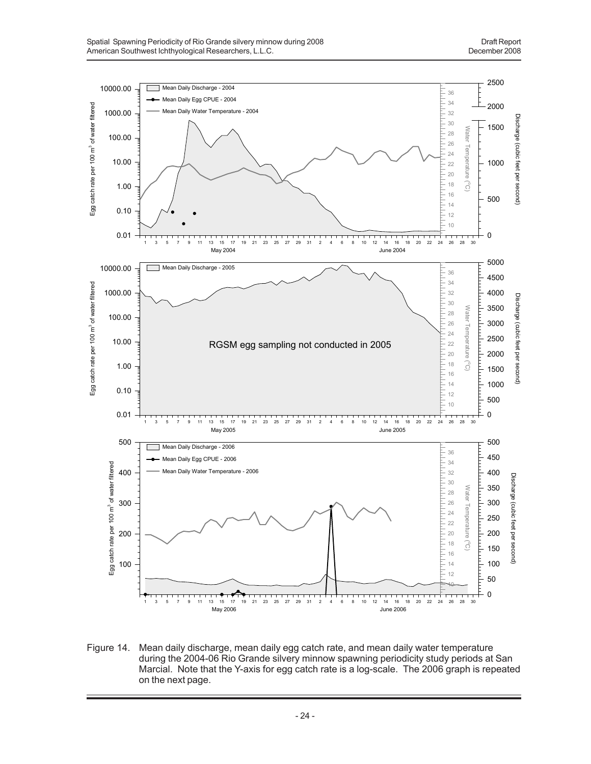Figure 14. Mean daily discharge, mean daily egg catch rate, and mean daily water temperature during the 2004-06 Rio Grande silvery minnow spawning periodicity study periods at San Marcial. Note that the Y-axis for egg catch rate is a log-scale. The 2006 graph is repeated on the next page.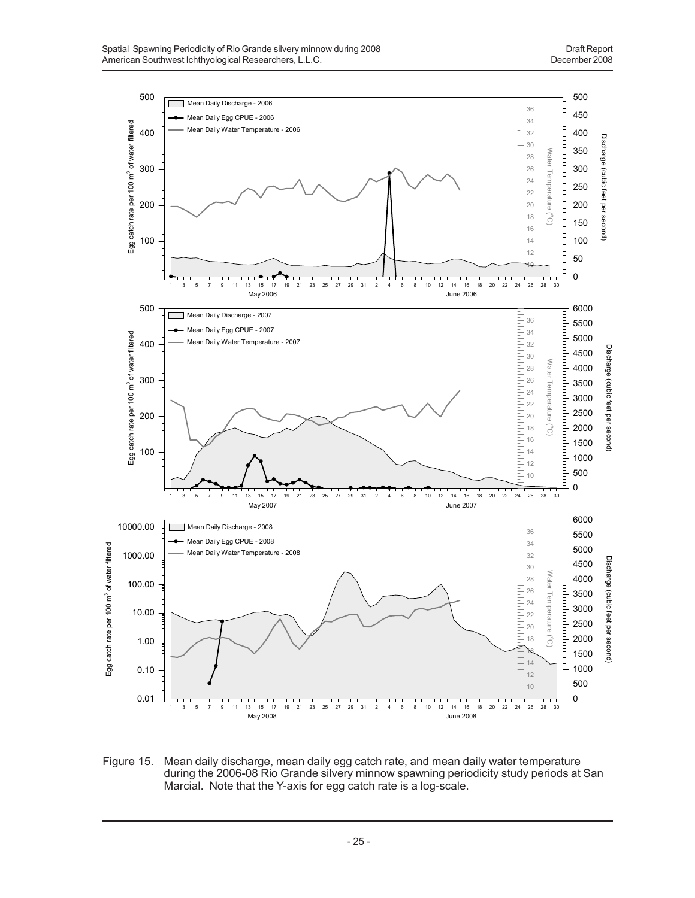Figure 15. Mean daily discharge, mean daily egg catch rate, and mean daily water temperature during the 2006-08 Rio Grande silvery minnow spawning periodicity study periods at San Marcial. Note that the Y-axis for egg catch rate is a log-scale.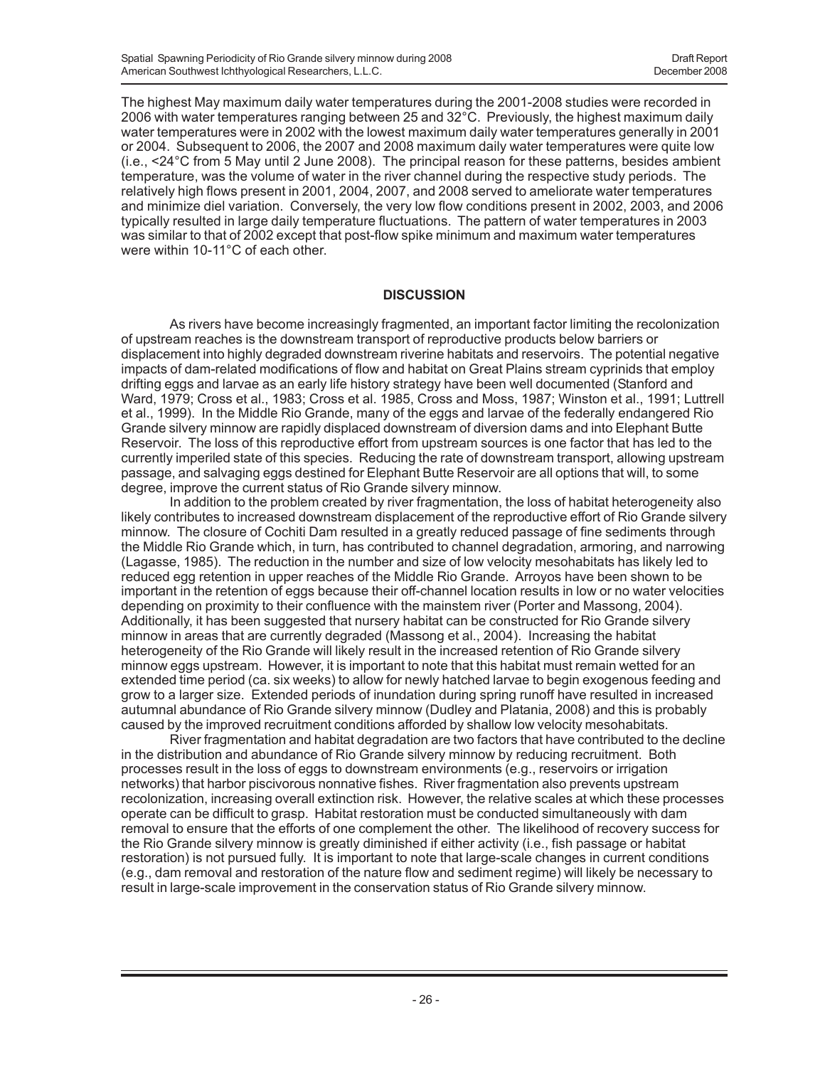The highest May maximum daily water temperatures during the 2001-2008 studies were recorded in 2006 with water temperatures ranging between 25 and 32°C. Previously, the highest maximum daily water temperatures were in 2002 with the lowest maximum daily water temperatures generally in 2001 or 2004. Subsequent to 2006, the 2007 and 2008 maximum daily water temperatures were quite low (i.e., <24°C from 5 May until 2 June 2008). The principal reason for these patterns, besides ambient temperature, was the volume of water in the river channel during the respective study periods. The relatively high flows present in 2001, 2004, 2007, and 2008 served to ameliorate water temperatures and minimize diel variation. Conversely, the very low flow conditions present in 2002, 2003, and 2006 typically resulted in large daily temperature fluctuations. The pattern of water temperatures in 2003 was similar to that of 2002 except that post-flow spike minimum and maximum water temperatures were within 10-11°C of each other.

## DISCUSSION

As rivers have become increasingly fragmented, an important factor limiting the recolonization of upstream reaches is the downstream transport of reproductive products below barriers or displacement into highly degraded downstream riverine habitats and reservoirs. The potential negative impacts of dam-related modifications of flow and habitat on Great Plains stream cyprinids that employ drifting eggs and larvae as an early life history strategy have been well documented (Stanford and Ward, 1979; Cross et al., 1983; Cross et al. 1985, Cross and Moss, 1987; Winston et al., 1991; Luttrell et al., 1999). In the Middle Rio Grande, many of the eggs and larvae of the federally endangered Rio Grande silvery minnow are rapidly displaced downstream of diversion dams and into Elephant Butte Reservoir. The loss of this reproductive effort from upstream sources is one factor that has led to the currently imperiled state of this species. Reducing the rate of downstream transport, allowing upstream passage, and salvaging eggs destined for Elephant Butte Reservoir are all options that will, to some degree, improve the current status of Rio Grande silvery minnow.

In addition to the problem created by river fragmentation, the loss of habitat heterogeneity also likely contributes to increased downstream displacement of the reproductive effort of Rio Grande silvery minnow. The closure of Cochiti Dam resulted in a greatly reduced passage of fine sediments through the Middle Rio Grande which, in turn, has contributed to channel degradation, armoring, and narrowing (Lagasse, 1985). The reduction in the number and size of low velocity mesohabitats has likely led to reduced egg retention in upper reaches of the Middle Rio Grande. Arroyos have been shown to be important in the retention of eggs because their off-channel location results in low or no water velocities depending on proximity to their confluence with the mainstem river (Porter and Massong, 2004). Additionally, it has been suggested that nursery habitat can be constructed for Rio Grande silvery minnow in areas that are currently degraded (Massong et al., 2004). Increasing the habitat heterogeneity of the Rio Grande will likely result in the increased retention of Rio Grande silvery minnow eggs upstream. However, it is important to note that this habitat must remain wetted for an extended time period (ca. six weeks) to allow for newly hatched larvae to begin exogenous feeding and grow to a larger size. Extended periods of inundation during spring runoff have resulted in increased autumnal abundance of Rio Grande silvery minnow (Dudley and Platania, 2008) and this is probably caused by the improved recruitment conditions afforded by shallow low velocity mesohabitats.

River fragmentation and habitat degradation are two factors that have contributed to the decline in the distribution and abundance of Rio Grande silvery minnow by reducing recruitment. Both processes result in the loss of eggs to downstream environments (e.g., reservoirs or irrigation networks) that harbor piscivorous nonnative fishes. River fragmentation also prevents upstream recolonization, increasing overall extinction risk. However, the relative scales at which these processes operate can be difficult to grasp. Habitat restoration must be conducted simultaneously with dam removal to ensure that the efforts of one complement the other. The likelihood of recovery success for the Rio Grande silvery minnow is greatly diminished if either activity (i.e., fish passage or habitat restoration) is not pursued fully. It is important to note that large-scale changes in current conditions (e.g., dam removal and restoration of the nature flow and sediment regime) will likely be necessary to result in large-scale improvement in the conservation status of Rio Grande silvery minnow.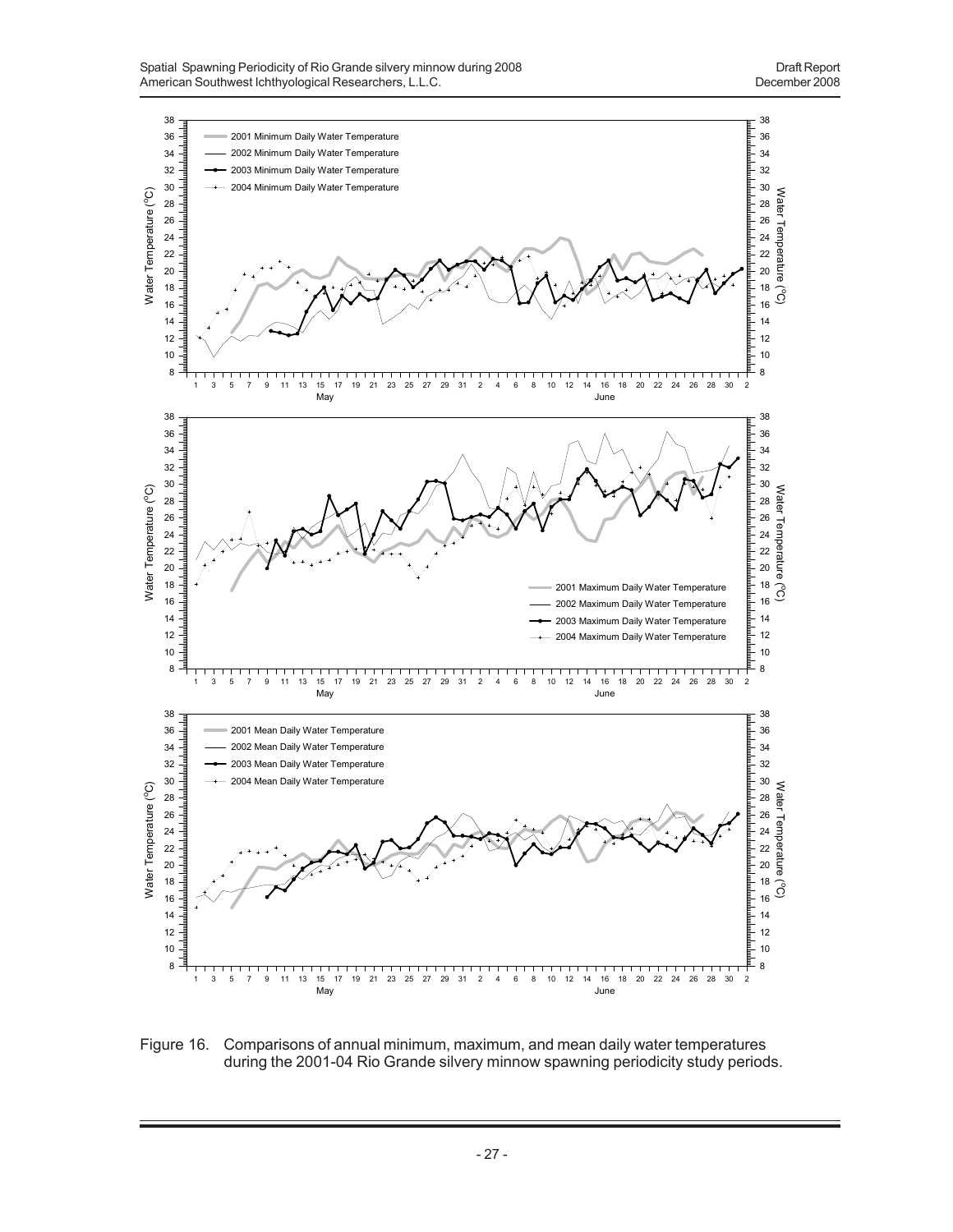Figure 16. Comparisons of annual minimum, maximum, and mean daily water temperatures during the 2001-04 Rio Grande silvery minnow spawning periodicity study periods.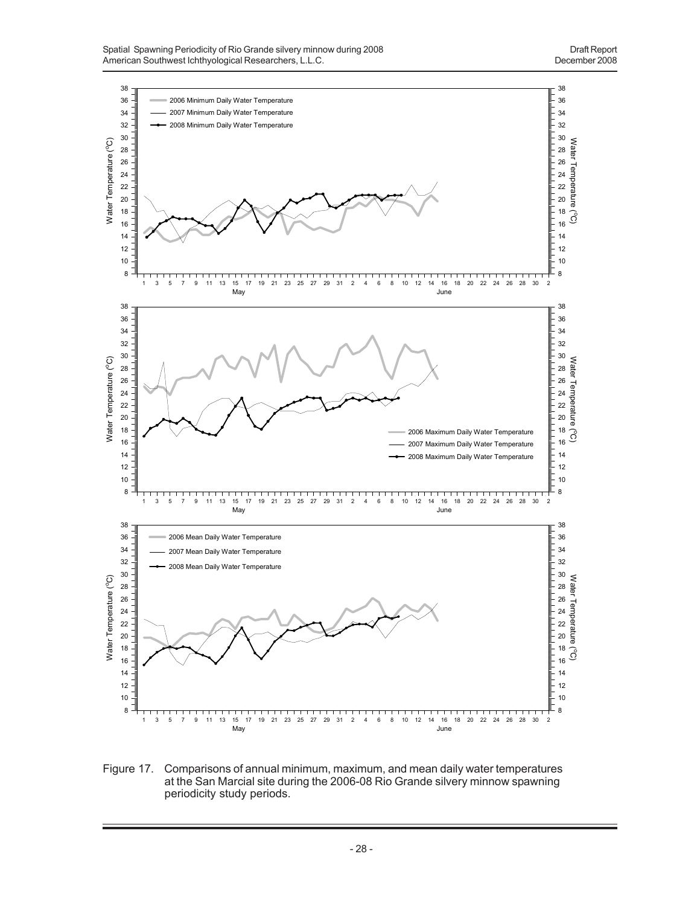Figure 17. Comparisons of annual minimum, maximum, and mean daily water temperatures at the San Marcial site during the 2006-08 Rio Grande silvery minnow spawning periodicity study periods.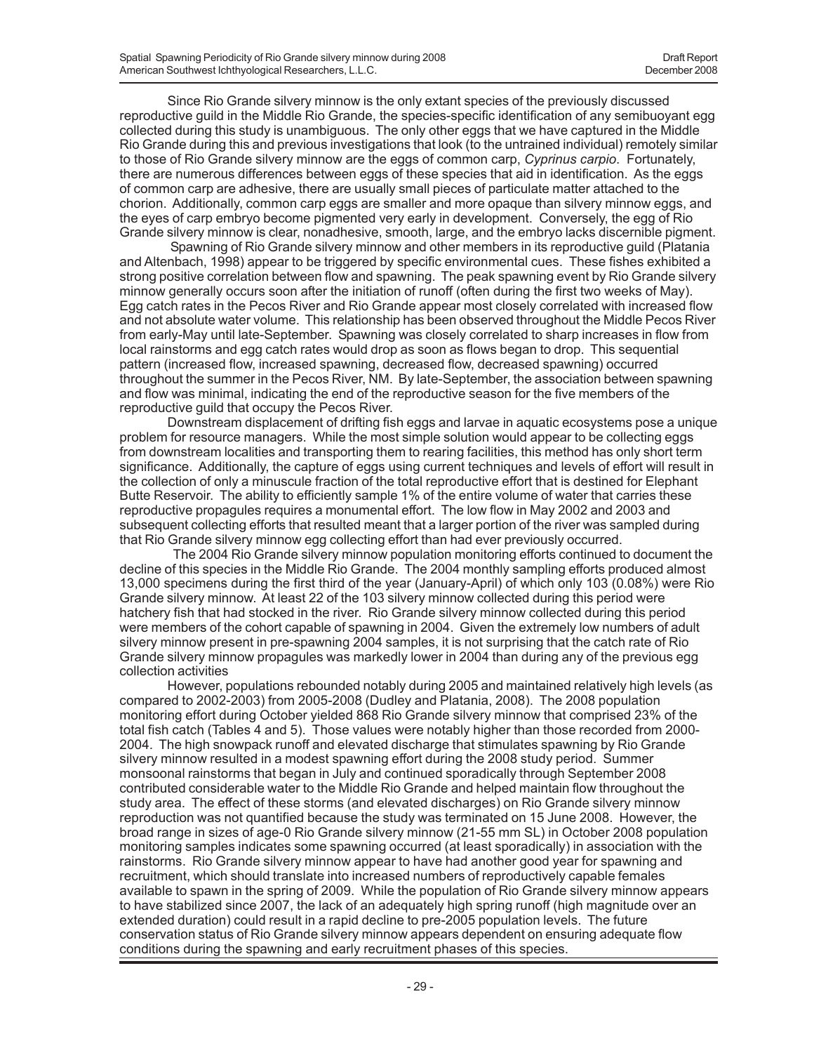Since Rio Grande silvery minnow is the only extant species of the previously discussed reproductive guild in the Middle Rio Grande, the species-specific identification of any semibuoyant egg collected during this study is unambiguous. The only other eggs that we have captured in the Middle Rio Grande during this and previous investigations that look (to the untrained individual) remotely similar to those of Rio Grande silvery minnow are the eggs of common carp, *Cyprinus carpio*. Fortunately, there are numerous differences between eggs of these species that aid in identification. As the eggs of common carp are adhesive, there are usually small pieces of particulate matter attached to the chorion. Additionally, common carp eggs are smaller and more opaque than silvery minnow eggs, and the eyes of carp embryo become pigmented very early in development. Conversely, the egg of Rio Grande silvery minnow is clear, nonadhesive, smooth, large, and the embryo lacks discernible pigment.

Spawning of Rio Grande silvery minnow and other members in its reproductive guild (Platania and Altenbach, 1998) appear to be triggered by specific environmental cues. These fishes exhibited a strong positive correlation between flow and spawning. The peak spawning event by Rio Grande silvery minnow generally occurs soon after the initiation of runoff (often during the first two weeks of May). Egg catch rates in the Pecos River and Rio Grande appear most closely correlated with increased flow and not absolute water volume. This relationship has been observed throughout the Middle Pecos River from early-May until late-September. Spawning was closely correlated to sharp increases in flow from local rainstorms and egg catch rates would drop as soon as flows began to drop. This sequential pattern (increased flow, increased spawning, decreased flow, decreased spawning) occurred throughout the summer in the Pecos River, NM. By late-September, the association between spawning and flow was minimal, indicating the end of the reproductive season for the five members of the reproductive guild that occupy the Pecos River.

Downstream displacement of drifting fish eggs and larvae in aquatic ecosystems pose a unique problem for resource managers. While the most simple solution would appear to be collecting eggs from downstream localities and transporting them to rearing facilities, this method has only short term significance. Additionally, the capture of eggs using current techniques and levels of effort will result in the collection of only a minuscule fraction of the total reproductive effort that is destined for Elephant Butte Reservoir. The ability to efficiently sample 1% of the entire volume of water that carries these reproductive propagules requires a monumental effort. The low flow in May 2002 and 2003 and subsequent collecting efforts that resulted meant that a larger portion of the river was sampled during that Rio Grande silvery minnow egg collecting effort than had ever previously occurred.

The 2004 Rio Grande silvery minnow population monitoring efforts continued to document the decline of this species in the Middle Rio Grande. The 2004 monthly sampling efforts produced almost 13,000 specimens during the first third of the year (January-April) of which only 103 (0.08%) were Rio Grande silvery minnow. At least 22 of the 103 silvery minnow collected during this period were hatchery fish that had stocked in the river. Rio Grande silvery minnow collected during this period were members of the cohort capable of spawning in 2004. Given the extremely low numbers of adult silvery minnow present in pre-spawning 2004 samples, it is not surprising that the catch rate of Rio Grande silvery minnow propagules was markedly lower in 2004 than during any of the previous egg collection activities

However, populations rebounded notably during 2005 and maintained relatively high levels (as compared to 2002-2003) from 2005-2008 (Dudley and Platania, 2008). The 2008 population monitoring effort during October yielded 868 Rio Grande silvery minnow that comprised 23% of the total fish catch (Tables 4 and 5). Those values were notably higher than those recorded from 2000-2004. The high snowpack runoff and elevated discharge that stimulates spawning by Rio Grande silvery minnow resulted in a modest spawning effort during the 2008 study period. Summer monsoonal rainstorms that began in July and continued sporadically through September 2008 contributed considerable water to the Middle Rio Grande and helped maintain flow throughout the study area. The effect of these storms (and elevated discharges) on Rio Grande silvery minnow reproduction was not quantified because the study was terminated on 15 June 2008. However, the broad range in sizes of age-0 Rio Grande silvery minnow (21-55 mm SL) in October 2008 population monitoring samples indicates some spawning occurred (at least sporadically) in association with the rainstorms. Rio Grande silvery minnow appear to have had another good year for spawning and recruitment, which should translate into increased numbers of reproductively capable females available to spawn in the spring of 2009. While the population of Rio Grande silvery minnow appears to have stabilized since 2007, the lack of an adequately high spring runoff (high magnitude over an extended duration) could result in a rapid decline to pre-2005 population levels. The future conservation status of Rio Grande silvery minnow appears dependent on ensuring adequate flow conditions during the spawning and early recruitment phases of this species.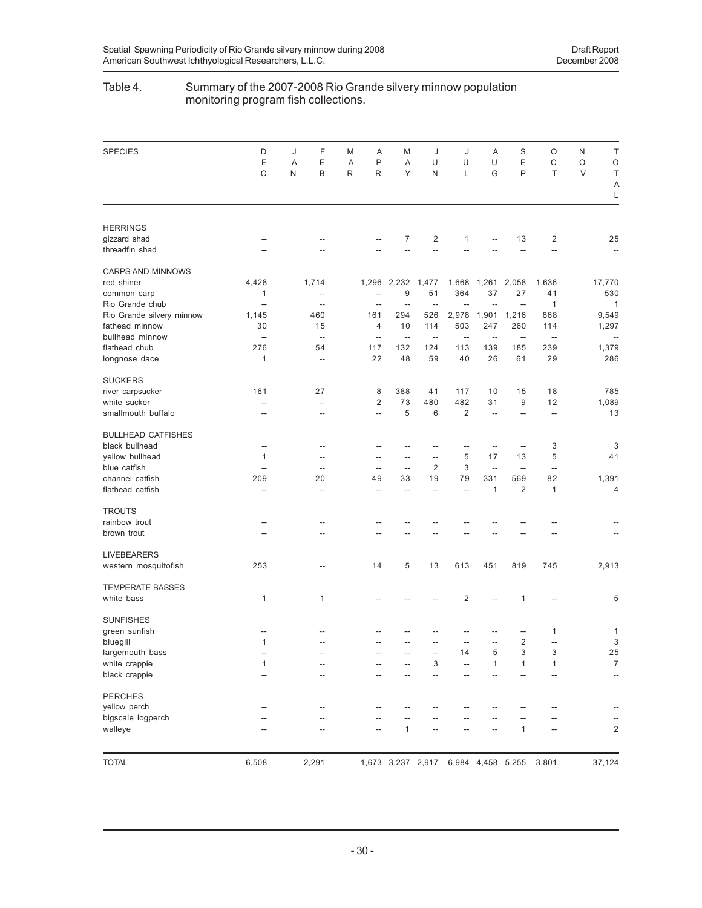Table 4. Summary of the 2007-2008 Rio Grande silvery minnow population monitoring program fish collections.

| SPECIES | DEC | JAN | FEB | MAR | APR | MAY | JUN | JUL | AUG | SEP | OCT | NOV | TOTAL |
|---|---|---|---|---|---|---|---|---|---|---|---|---|---|
| **HERRINGS** | | | | | | | | | | | | | |
| gizzard shad | -- | | -- | | -- | 7 | 2 | 1 | -- | 13 | 2 | | 25 |
| threadfin shad | -- | | -- | | -- | -- | -- | -- | -- | -- | -- | | -- |
| **CARPS AND MINNOWS** | | | | | | | | | | | | | |
| red shiner | 4,428 | | 1,714 | | 1,296 | 2,232 | 1,477 | 1,668 | 1,261 | 2,058 | 1,636 | | 17,770 |
| common carp | 1 | | -- | | -- | 9 | 51 | 364 | 37 | 27 | 41 | | 530 |
| Rio Grande chub | -- | | -- | | -- | -- | -- | -- | -- | -- | 1 | | 1 |
| Rio Grande silvery minnow | 1,145 | | 460 | | 161 | 294 | 526 | 2,978 | 1,901 | 1,216 | 868 | | 9,549 |
| fathead minnow | 30 | | 15 | | 4 | 10 | 114 | 503 | 247 | 260 | 114 | | 1,297 |
| bullhead minnow | -- | | -- | | -- | -- | -- | -- | -- | -- | -- | | -- |
| flathead chub | 276 | | 54 | | 117 | 132 | 124 | 113 | 139 | 185 | 239 | | 1,379 |
| longnose dace | 1 | | -- | | 22 | 48 | 59 | 40 | 26 | 61 | 29 | | 286 |
| **SUCKERS** | | | | | | | | | | | | | |
| river carpsucker | 161 | | 27 | | 8 | 388 | 41 | 117 | 10 | 15 | 18 | | 785 |
| white sucker | -- | | -- | | 2 | 73 | 480 | 482 | 31 | 9 | 12 | | 1,089 |
| smallmouth buffalo | -- | | -- | | -- | 5 | 6 | 2 | -- | -- | -- | | 13 |
| **BULLHEAD CATFISHES** | | | | | | | | | | | | | |
| black bullhead | -- | | -- | | -- | -- | -- | -- | -- | -- | 3 | | 3 |
| yellow bullhead | 1 | | -- | | -- | -- | -- | 5 | 17 | 13 | 5 | | 41 |
| blue catfish | -- | | -- | | -- | -- | 2 | 3 | -- | -- | -- | | |
| channel catfish | 209 | | 20 | | 49 | 33 | 19 | 79 | 331 | 569 | 82 | | 1,391 |
| flathead catfish | -- | | -- | | -- | -- | -- | -- | 1 | 2 | 1 | | 4 |
| **TROUTS** | | | | | | | | | | | | | |
| rainbow trout | -- | | -- | | -- | -- | -- | -- | -- | -- | -- | | -- |
| brown trout | -- | | -- | | -- | -- | -- | -- | -- | -- | -- | | -- |
| **LIVEBEARERS** | | | | | | | | | | | | | |
| western mosquitofish | 253 | | -- | | 14 | 5 | 13 | 613 | 451 | 819 | 745 | | 2,913 |
| **TEMPERATE BASSES** | | | | | | | | | | | | | |
| white bass | 1 | | 1 | | -- | -- | -- | 2 | -- | 1 | -- | | 5 |
| **SUNFISHES** | | | | | | | | | | | | | |
| green sunfish | -- | | -- | | -- | -- | -- | -- | -- | -- | 1 | | 1 |
| bluegill | 1 | | -- | | -- | -- | -- | -- | -- | 2 | -- | | 3 |
| largemouth bass | -- | | -- | | -- | -- | -- | 14 | 5 | 3 | 3 | | 25 |
| white crappie | 1 | | -- | | -- | -- | 3 | -- | 1 | 1 | 1 | | 7 |
| black crappie | -- | | -- | | -- | -- | -- | -- | -- | -- | -- | | -- |
| **PERCHES** | | | | | | | | | | | | | |
| yellow perch | -- | | -- | | -- | -- | -- | -- | -- | -- | -- | | -- |
| bigscale logperch | -- | | -- | | -- | -- | -- | -- | -- | -- | -- | | -- |
| walleye | -- | | -- | | -- | 1 | -- | -- | -- | 1 | -- | | 2 |
| **TOTAL** | 6,508 | | 2,291 | | 1,673 | 3,237 | 2,917 | 6,984 | 4,458 | 5,255 | 3,801 | | 37,124 |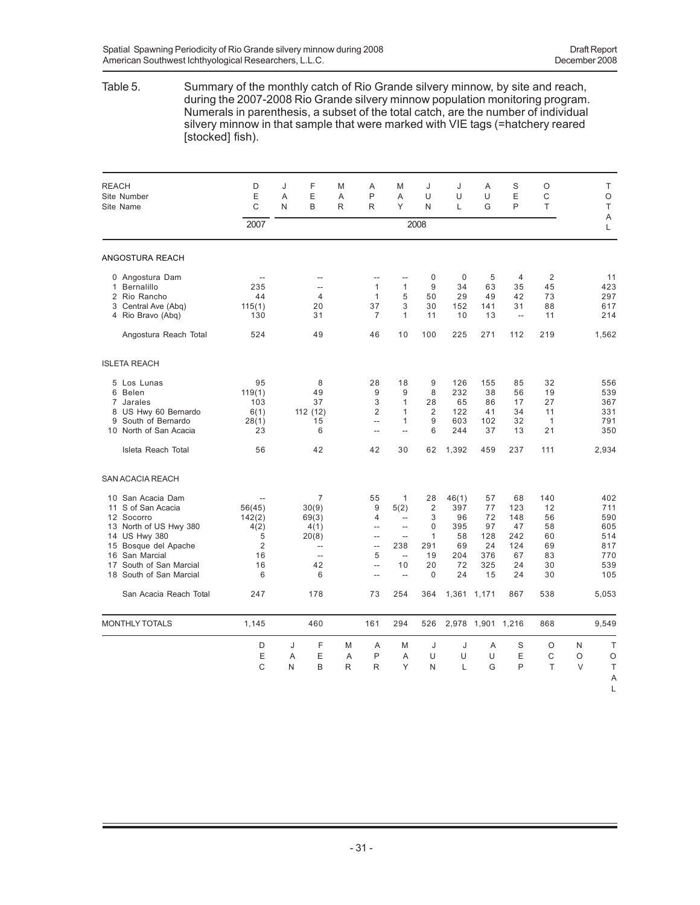Table 5. Summary of the monthly catch of Rio Grande silvery minnow, by site and reach, during the 2007-2008 Rio Grande silvery minnow population monitoring program. Numerals in parenthesis, a subset of the total catch, are the number of individual silvery minnow in that sample that were marked with VIE tags (=hatchery reared [stocked] fish).

| REACH / Site Number / Site Name | DEC 2007 | JAN 2008 | FEB 2008 | MAR 2008 | APR 2008 | MAY 2008 | JUN 2008 | JUL 2008 | AUG 2008 | SEP 2008 | OCT 2008 | TOTAL |
|---|---|---|---|---|---|---|---|---|---|---|---|---|
| **ANGOSTURA REACH** | | | | | | | | | | | | |
| 0 Angostura Dam | -- | | -- | | -- | -- | 0 | 0 | 5 | 4 | 2 | 11 |
| 1 Bernalillo | 235 | | -- | | 1 | 1 | 9 | 34 | 63 | 35 | 45 | 423 |
| 2 Rio Rancho | 44 | | 4 | | 1 | 5 | 50 | 29 | 49 | 42 | 73 | 297 |
| 3 Central Ave (Abq) | 115(1) | | 20 | | 37 | 3 | 30 | 152 | 141 | 31 | 88 | 617 |
| 4 Rio Bravo (Abq) | 130 | | 31 | | 7 | 1 | 11 | 10 | 13 | -- | 11 | 214 |
| Angostura Reach Total | 524 | | 49 | | 46 | 10 | 100 | 225 | 271 | 112 | 219 | 1,562 |
| **ISLETA REACH** | | | | | | | | | | | | |
| 5 Los Lunas | 95 | | 8 | | 28 | 18 | 9 | 126 | 155 | 85 | 32 | 556 |
| 6 Belen | 119(1) | | 49 | | 9 | 9 | 8 | 232 | 38 | 56 | 19 | 539 |
| 7 Jarales | 103 | | 37 | | 3 | 1 | 28 | 65 | 86 | 17 | 27 | 367 |
| 8 US Hwy 60 Bernardo | 6(1) | | 112 (12) | | 2 | 1 | 2 | 122 | 41 | 34 | 11 | 331 |
| 9 South of Bernardo | 28(1) | | 15 | | -- | 1 | 9 | 603 | 102 | 32 | 1 | 791 |
| 10 North of San Acacia | 23 | | 6 | | -- | -- | 6 | 244 | 37 | 13 | 21 | 350 |
| Isleta Reach Total | 56 | | 42 | | 42 | 30 | 62 | 1,392 | 459 | 237 | 111 | 2,934 |
| **SAN ACACIA REACH** | | | | | | | | | | | | |
| 10 San Acacia Dam | -- | | 7 | | 55 | 1 | 28 | 46(1) | 57 | 68 | 140 | 402 |
| 11 S of San Acacia | 56(45) | | 30(9) | | 9 | 5(2) | 2 | 397 | 77 | 123 | 12 | 711 |
| 12 Socorro | 142(2) | | 69(3) | | 4 | -- | 3 | 96 | 72 | 148 | 56 | 590 |
| 13 North of US Hwy 380 | 4(2) | | 4(1) | | -- | -- | 0 | 395 | 97 | 47 | 58 | 605 |
| 14 US Hwy 380 | 5 | | 20(8) | | -- | -- | 1 | 58 | 128 | 242 | 60 | 514 |
| 15 Bosque del Apache | 2 | | -- | | -- | 238 | 291 | 69 | 24 | 124 | 69 | 817 |
| 16 San Marcial | 16 | | -- | | 5 | -- | 19 | 204 | 376 | 67 | 83 | 770 |
| 17 South of San Marcial | 16 | | 42 | | -- | 10 | 20 | 72 | 325 | 24 | 30 | 539 |
| 18 South of San Marcial | 6 | | 6 | | -- | -- | 0 | 24 | 15 | 24 | 30 | 105 |
| San Acacia Reach Total | 247 | | 178 | | 73 | 254 | 364 | 1,361 | 1,171 | 867 | 538 | 5,053 |
| MONTHLY TOTALS | 1,145 | | 460 | | 161 | 294 | 526 | 2,978 | 1,901 | 1,216 | 868 | 9,549 |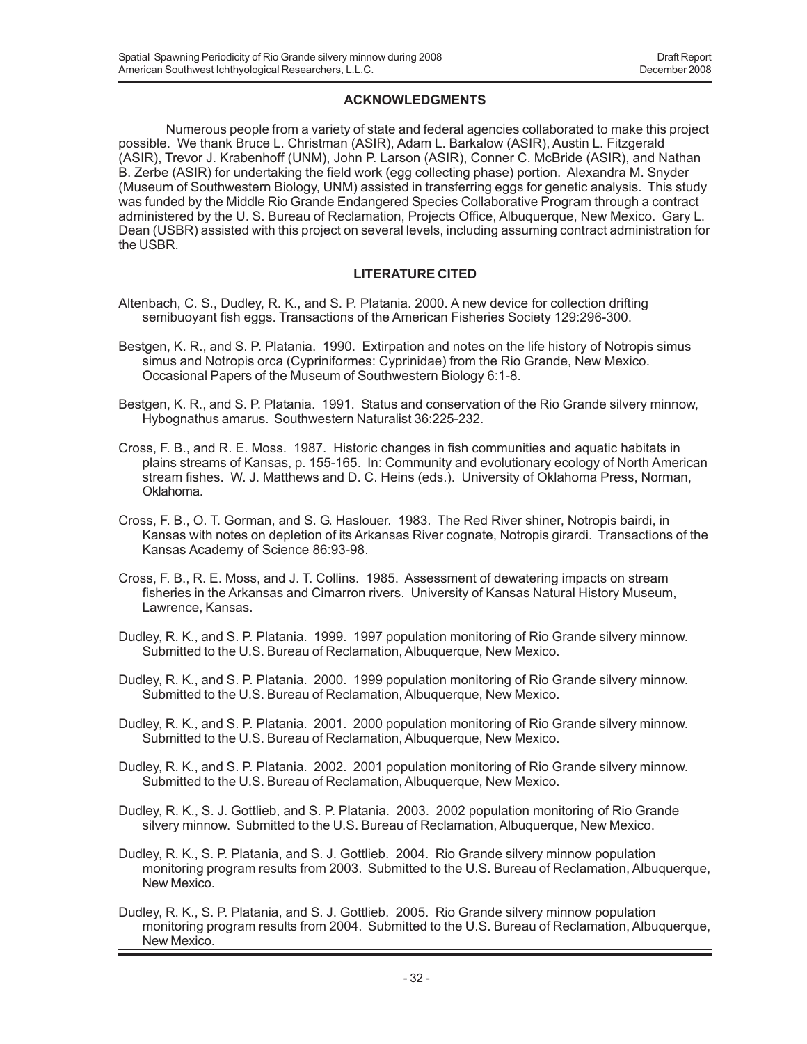## ACKNOWLEDGMENTS

Numerous people from a variety of state and federal agencies collaborated to make this project possible. We thank Bruce L. Christman (ASIR), Adam L. Barkalow (ASIR), Austin L. Fitzgerald (ASIR), Trevor J. Krabenhoff (UNM), John P. Larson (ASIR), Conner C. McBride (ASIR), and Nathan B. Zerbe (ASIR) for undertaking the field work (egg collecting phase) portion. Alexandra M. Snyder (Museum of Southwestern Biology, UNM) assisted in transferring eggs for genetic analysis. This study was funded by the Middle Rio Grande Endangered Species Collaborative Program through a contract administered by the U. S. Bureau of Reclamation, Projects Office, Albuquerque, New Mexico. Gary L. Dean (USBR) assisted with this project on several levels, including assuming contract administration for the USBR.

## LITERATURE CITED

Altenbach, C. S., Dudley, R. K., and S. P. Platania. 2000. A new device for collection drifting semibuoyant fish eggs. Transactions of the American Fisheries Society 129:296-300.

Bestgen, K. R., and S. P. Platania. 1990. Extirpation and notes on the life history of Notropis simus simus and Notropis orca (Cypriniformes: Cyprinidae) from the Rio Grande, New Mexico. Occasional Papers of the Museum of Southwestern Biology 6:1-8.

Bestgen, K. R., and S. P. Platania. 1991. Status and conservation of the Rio Grande silvery minnow, Hybognathus amarus. Southwestern Naturalist 36:225-232.

Cross, F. B., and R. E. Moss. 1987. Historic changes in fish communities and aquatic habitats in plains streams of Kansas, p. 155-165. In: Community and evolutionary ecology of North American stream fishes. W. J. Matthews and D. C. Heins (eds.). University of Oklahoma Press, Norman, Oklahoma.

Cross, F. B., O. T. Gorman, and S. G. Haslouer. 1983. The Red River shiner, Notropis bairdi, in Kansas with notes on depletion of its Arkansas River cognate, Notropis girardi. Transactions of the Kansas Academy of Science 86:93-98.

Cross, F. B., R. E. Moss, and J. T. Collins. 1985. Assessment of dewatering impacts on stream fisheries in the Arkansas and Cimarron rivers. University of Kansas Natural History Museum, Lawrence, Kansas.

Dudley, R. K., and S. P. Platania. 1999. 1997 population monitoring of Rio Grande silvery minnow. Submitted to the U.S. Bureau of Reclamation, Albuquerque, New Mexico.

Dudley, R. K., and S. P. Platania. 2000. 1999 population monitoring of Rio Grande silvery minnow. Submitted to the U.S. Bureau of Reclamation, Albuquerque, New Mexico.

Dudley, R. K., and S. P. Platania. 2001. 2000 population monitoring of Rio Grande silvery minnow. Submitted to the U.S. Bureau of Reclamation, Albuquerque, New Mexico.

Dudley, R. K., and S. P. Platania. 2002. 2001 population monitoring of Rio Grande silvery minnow. Submitted to the U.S. Bureau of Reclamation, Albuquerque, New Mexico.

Dudley, R. K., S. J. Gottlieb, and S. P. Platania. 2003. 2002 population monitoring of Rio Grande silvery minnow. Submitted to the U.S. Bureau of Reclamation, Albuquerque, New Mexico.

Dudley, R. K., S. P. Platania, and S. J. Gottlieb. 2004. Rio Grande silvery minnow population monitoring program results from 2003. Submitted to the U.S. Bureau of Reclamation, Albuquerque, New Mexico.

Dudley, R. K., S. P. Platania, and S. J. Gottlieb. 2005. Rio Grande silvery minnow population monitoring program results from 2004. Submitted to the U.S. Bureau of Reclamation, Albuquerque, New Mexico.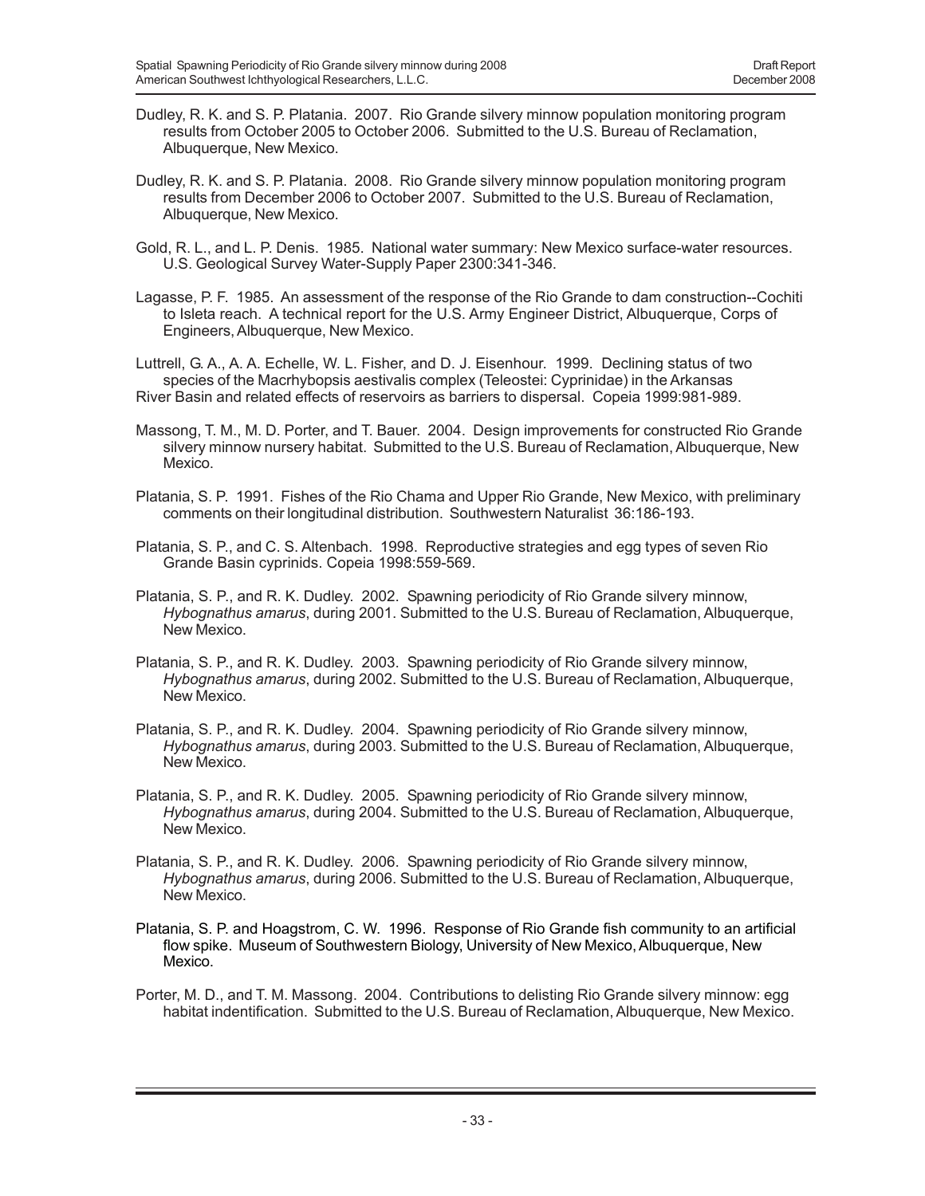Dudley, R. K. and S. P. Platania. 2007. Rio Grande silvery minnow population monitoring program results from October 2005 to October 2006. Submitted to the U.S. Bureau of Reclamation, Albuquerque, New Mexico.

Dudley, R. K. and S. P. Platania. 2008. Rio Grande silvery minnow population monitoring program results from December 2006 to October 2007. Submitted to the U.S. Bureau of Reclamation, Albuquerque, New Mexico.

Gold, R. L., and L. P. Denis. 1985. National water summary: New Mexico surface-water resources. U.S. Geological Survey Water-Supply Paper 2300:341-346.

Lagasse, P. F. 1985. An assessment of the response of the Rio Grande to dam construction--Cochiti to Isleta reach. A technical report for the U.S. Army Engineer District, Albuquerque, Corps of Engineers, Albuquerque, New Mexico.

Luttrell, G. A., A. A. Echelle, W. L. Fisher, and D. J. Eisenhour. 1999. Declining status of two species of the Macrhybopsis aestivalis complex (Teleostei: Cyprinidae) in the Arkansas River Basin and related effects of reservoirs as barriers to dispersal. Copeia 1999:981-989.

Massong, T. M., M. D. Porter, and T. Bauer. 2004. Design improvements for constructed Rio Grande silvery minnow nursery habitat. Submitted to the U.S. Bureau of Reclamation, Albuquerque, New Mexico.

Platania, S. P. 1991. Fishes of the Rio Chama and Upper Rio Grande, New Mexico, with preliminary comments on their longitudinal distribution. Southwestern Naturalist 36:186-193.

Platania, S. P., and C. S. Altenbach. 1998. Reproductive strategies and egg types of seven Rio Grande Basin cyprinids. Copeia 1998:559-569.

Platania, S. P., and R. K. Dudley. 2002. Spawning periodicity of Rio Grande silvery minnow, *Hybognathus amarus*, during 2001. Submitted to the U.S. Bureau of Reclamation, Albuquerque, New Mexico.

Platania, S. P., and R. K. Dudley. 2003. Spawning periodicity of Rio Grande silvery minnow, *Hybognathus amarus*, during 2002. Submitted to the U.S. Bureau of Reclamation, Albuquerque, New Mexico.

Platania, S. P., and R. K. Dudley. 2004. Spawning periodicity of Rio Grande silvery minnow, *Hybognathus amarus*, during 2003. Submitted to the U.S. Bureau of Reclamation, Albuquerque, New Mexico.

Platania, S. P., and R. K. Dudley. 2005. Spawning periodicity of Rio Grande silvery minnow, *Hybognathus amarus*, during 2004. Submitted to the U.S. Bureau of Reclamation, Albuquerque, New Mexico.

Platania, S. P., and R. K. Dudley. 2006. Spawning periodicity of Rio Grande silvery minnow, *Hybognathus amarus*, during 2006. Submitted to the U.S. Bureau of Reclamation, Albuquerque, New Mexico.

Platania, S. P. and Hoagstrom, C. W. 1996. Response of Rio Grande fish community to an artificial flow spike. Museum of Southwestern Biology, University of New Mexico, Albuquerque, New Mexico.

Porter, M. D., and T. M. Massong. 2004. Contributions to delisting Rio Grande silvery minnow: egg habitat indentification. Submitted to the U.S. Bureau of Reclamation, Albuquerque, New Mexico.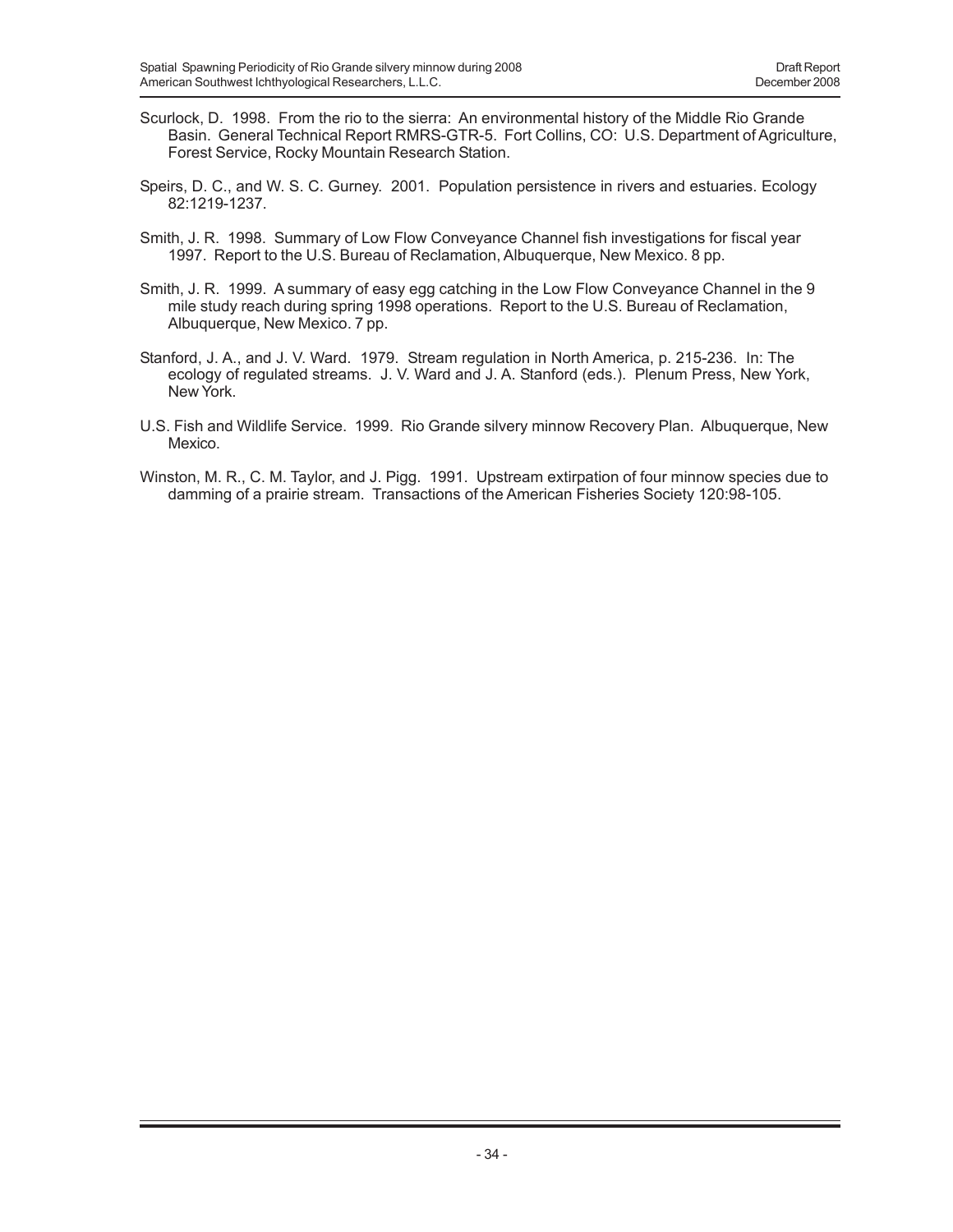Scurlock, D. 1998. From the rio to the sierra: An environmental history of the Middle Rio Grande Basin. General Technical Report RMRS-GTR-5. Fort Collins, CO: U.S. Department of Agriculture, Forest Service, Rocky Mountain Research Station.

Speirs, D. C., and W. S. C. Gurney. 2001. Population persistence in rivers and estuaries. Ecology 82:1219-1237.

Smith, J. R. 1998. Summary of Low Flow Conveyance Channel fish investigations for fiscal year 1997. Report to the U.S. Bureau of Reclamation, Albuquerque, New Mexico. 8 pp.

Smith, J. R. 1999. A summary of easy egg catching in the Low Flow Conveyance Channel in the 9 mile study reach during spring 1998 operations. Report to the U.S. Bureau of Reclamation, Albuquerque, New Mexico. 7 pp.

Stanford, J. A., and J. V. Ward. 1979. Stream regulation in North America, p. 215-236. In: The ecology of regulated streams. J. V. Ward and J. A. Stanford (eds.). Plenum Press, New York, New York.

U.S. Fish and Wildlife Service. 1999. Rio Grande silvery minnow Recovery Plan. Albuquerque, New Mexico.

Winston, M. R., C. M. Taylor, and J. Pigg. 1991. Upstream extirpation of four minnow species due to damming of a prairie stream. Transactions of the American Fisheries Society 120:98-105.